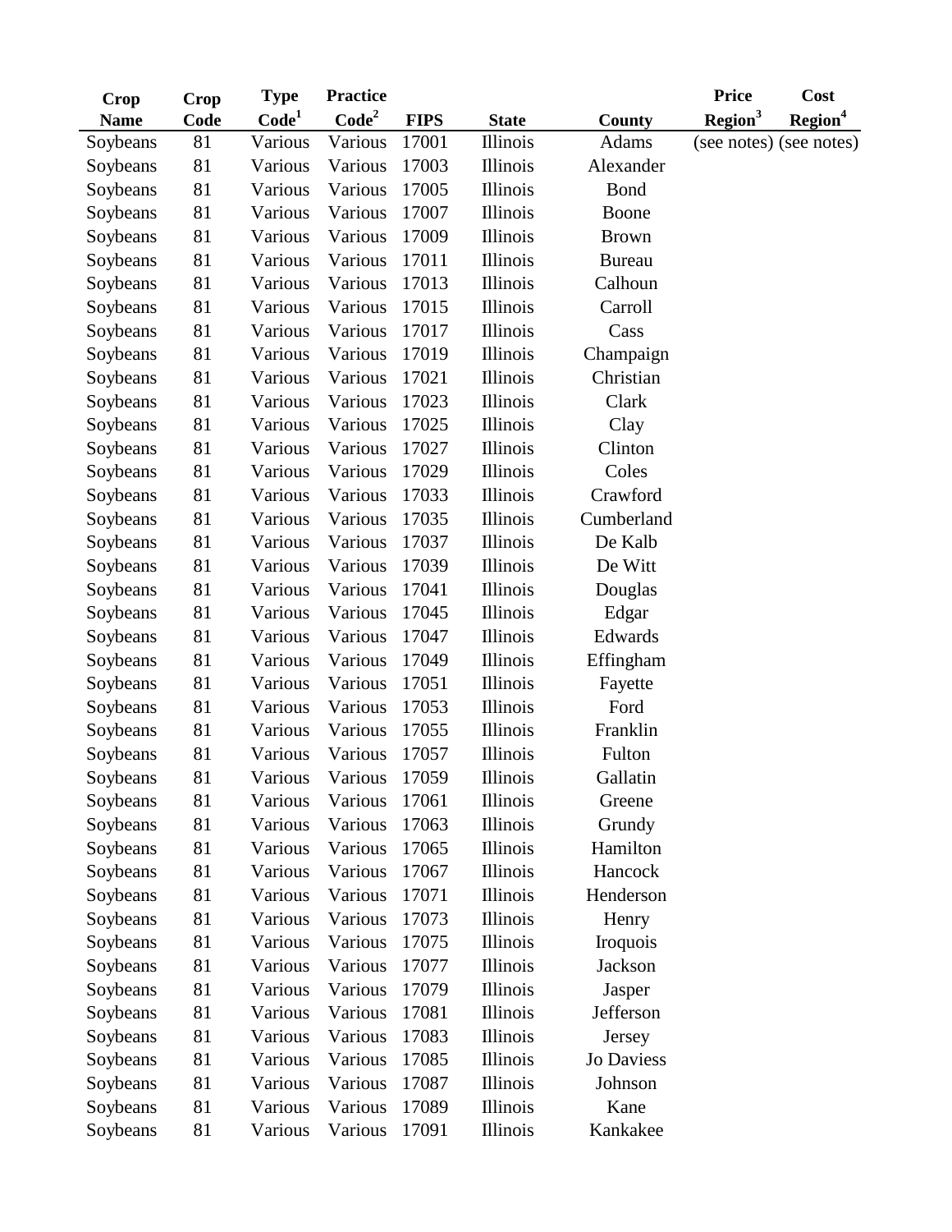| Crop Name | Crop Code | Type Code[1] | Practice Code[2] | FIPS | State | County | Price Region[3] | Cost Region[4] |
|---|---|---|---|---|---|---|---|---|
| Soybeans | 81 | Various | Various | 17001 | Illinois | Adams | (see notes) | (see notes) |
| Soybeans | 81 | Various | Various | 17003 | Illinois | Alexander | | |
| Soybeans | 81 | Various | Various | 17005 | Illinois | Bond | | |
| Soybeans | 81 | Various | Various | 17007 | Illinois | Boone | | |
| Soybeans | 81 | Various | Various | 17009 | Illinois | Brown | | |
| Soybeans | 81 | Various | Various | 17011 | Illinois | Bureau | | |
| Soybeans | 81 | Various | Various | 17013 | Illinois | Calhoun | | |
| Soybeans | 81 | Various | Various | 17015 | Illinois | Carroll | | |
| Soybeans | 81 | Various | Various | 17017 | Illinois | Cass | | |
| Soybeans | 81 | Various | Various | 17019 | Illinois | Champaign | | |
| Soybeans | 81 | Various | Various | 17021 | Illinois | Christian | | |
| Soybeans | 81 | Various | Various | 17023 | Illinois | Clark | | |
| Soybeans | 81 | Various | Various | 17025 | Illinois | Clay | | |
| Soybeans | 81 | Various | Various | 17027 | Illinois | Clinton | | |
| Soybeans | 81 | Various | Various | 17029 | Illinois | Coles | | |
| Soybeans | 81 | Various | Various | 17033 | Illinois | Crawford | | |
| Soybeans | 81 | Various | Various | 17035 | Illinois | Cumberland | | |
| Soybeans | 81 | Various | Various | 17037 | Illinois | De Kalb | | |
| Soybeans | 81 | Various | Various | 17039 | Illinois | De Witt | | |
| Soybeans | 81 | Various | Various | 17041 | Illinois | Douglas | | |
| Soybeans | 81 | Various | Various | 17045 | Illinois | Edgar | | |
| Soybeans | 81 | Various | Various | 17047 | Illinois | Edwards | | |
| Soybeans | 81 | Various | Various | 17049 | Illinois | Effingham | | |
| Soybeans | 81 | Various | Various | 17051 | Illinois | Fayette | | |
| Soybeans | 81 | Various | Various | 17053 | Illinois | Ford | | |
| Soybeans | 81 | Various | Various | 17055 | Illinois | Franklin | | |
| Soybeans | 81 | Various | Various | 17057 | Illinois | Fulton | | |
| Soybeans | 81 | Various | Various | 17059 | Illinois | Gallatin | | |
| Soybeans | 81 | Various | Various | 17061 | Illinois | Greene | | |
| Soybeans | 81 | Various | Various | 17063 | Illinois | Grundy | | |
| Soybeans | 81 | Various | Various | 17065 | Illinois | Hamilton | | |
| Soybeans | 81 | Various | Various | 17067 | Illinois | Hancock | | |
| Soybeans | 81 | Various | Various | 17071 | Illinois | Henderson | | |
| Soybeans | 81 | Various | Various | 17073 | Illinois | Henry | | |
| Soybeans | 81 | Various | Various | 17075 | Illinois | Iroquois | | |
| Soybeans | 81 | Various | Various | 17077 | Illinois | Jackson | | |
| Soybeans | 81 | Various | Various | 17079 | Illinois | Jasper | | |
| Soybeans | 81 | Various | Various | 17081 | Illinois | Jefferson | | |
| Soybeans | 81 | Various | Various | 17083 | Illinois | Jersey | | |
| Soybeans | 81 | Various | Various | 17085 | Illinois | Jo Daviess | | |
| Soybeans | 81 | Various | Various | 17087 | Illinois | Johnson | | |
| Soybeans | 81 | Various | Various | 17089 | Illinois | Kane | | |
| Soybeans | 81 | Various | Various | 17091 | Illinois | Kankakee | | |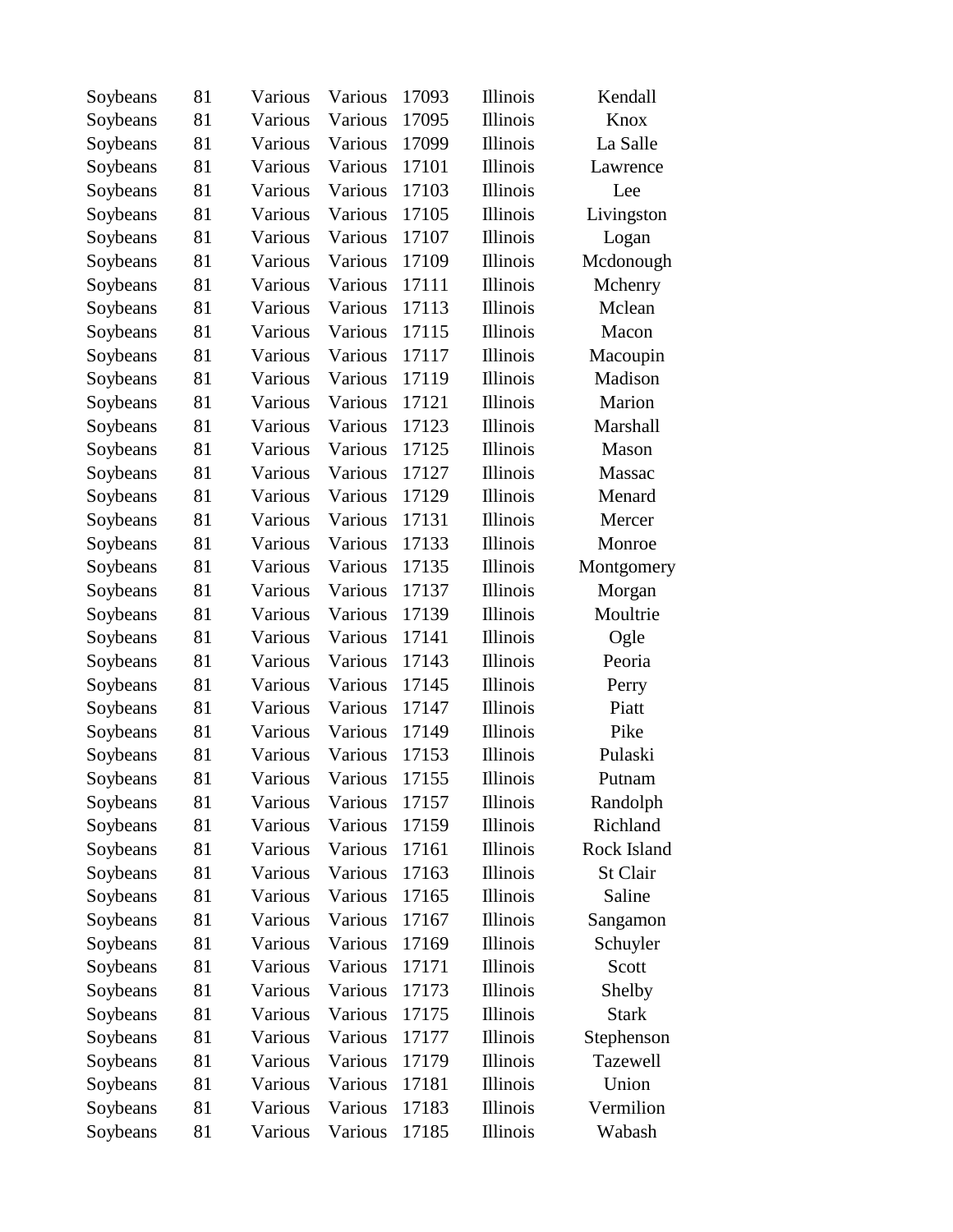| Soybeans | 81 | Various | Various | 17093 | Illinois | Kendall |
|---|---|---|---|---|---|---|
| Soybeans | 81 | Various | Various | 17095 | Illinois | Knox |
| Soybeans | 81 | Various | Various | 17099 | Illinois | La Salle |
| Soybeans | 81 | Various | Various | 17101 | Illinois | Lawrence |
| Soybeans | 81 | Various | Various | 17103 | Illinois | Lee |
| Soybeans | 81 | Various | Various | 17105 | Illinois | Livingston |
| Soybeans | 81 | Various | Various | 17107 | Illinois | Logan |
| Soybeans | 81 | Various | Various | 17109 | Illinois | Mcdonough |
| Soybeans | 81 | Various | Various | 17111 | Illinois | Mchenry |
| Soybeans | 81 | Various | Various | 17113 | Illinois | Mclean |
| Soybeans | 81 | Various | Various | 17115 | Illinois | Macon |
| Soybeans | 81 | Various | Various | 17117 | Illinois | Macoupin |
| Soybeans | 81 | Various | Various | 17119 | Illinois | Madison |
| Soybeans | 81 | Various | Various | 17121 | Illinois | Marion |
| Soybeans | 81 | Various | Various | 17123 | Illinois | Marshall |
| Soybeans | 81 | Various | Various | 17125 | Illinois | Mason |
| Soybeans | 81 | Various | Various | 17127 | Illinois | Massac |
| Soybeans | 81 | Various | Various | 17129 | Illinois | Menard |
| Soybeans | 81 | Various | Various | 17131 | Illinois | Mercer |
| Soybeans | 81 | Various | Various | 17133 | Illinois | Monroe |
| Soybeans | 81 | Various | Various | 17135 | Illinois | Montgomery |
| Soybeans | 81 | Various | Various | 17137 | Illinois | Morgan |
| Soybeans | 81 | Various | Various | 17139 | Illinois | Moultrie |
| Soybeans | 81 | Various | Various | 17141 | Illinois | Ogle |
| Soybeans | 81 | Various | Various | 17143 | Illinois | Peoria |
| Soybeans | 81 | Various | Various | 17145 | Illinois | Perry |
| Soybeans | 81 | Various | Various | 17147 | Illinois | Piatt |
| Soybeans | 81 | Various | Various | 17149 | Illinois | Pike |
| Soybeans | 81 | Various | Various | 17153 | Illinois | Pulaski |
| Soybeans | 81 | Various | Various | 17155 | Illinois | Putnam |
| Soybeans | 81 | Various | Various | 17157 | Illinois | Randolph |
| Soybeans | 81 | Various | Various | 17159 | Illinois | Richland |
| Soybeans | 81 | Various | Various | 17161 | Illinois | Rock Island |
| Soybeans | 81 | Various | Various | 17163 | Illinois | St Clair |
| Soybeans | 81 | Various | Various | 17165 | Illinois | Saline |
| Soybeans | 81 | Various | Various | 17167 | Illinois | Sangamon |
| Soybeans | 81 | Various | Various | 17169 | Illinois | Schuyler |
| Soybeans | 81 | Various | Various | 17171 | Illinois | Scott |
| Soybeans | 81 | Various | Various | 17173 | Illinois | Shelby |
| Soybeans | 81 | Various | Various | 17175 | Illinois | Stark |
| Soybeans | 81 | Various | Various | 17177 | Illinois | Stephenson |
| Soybeans | 81 | Various | Various | 17179 | Illinois | Tazewell |
| Soybeans | 81 | Various | Various | 17181 | Illinois | Union |
| Soybeans | 81 | Various | Various | 17183 | Illinois | Vermilion |
| Soybeans | 81 | Various | Various | 17185 | Illinois | Wabash |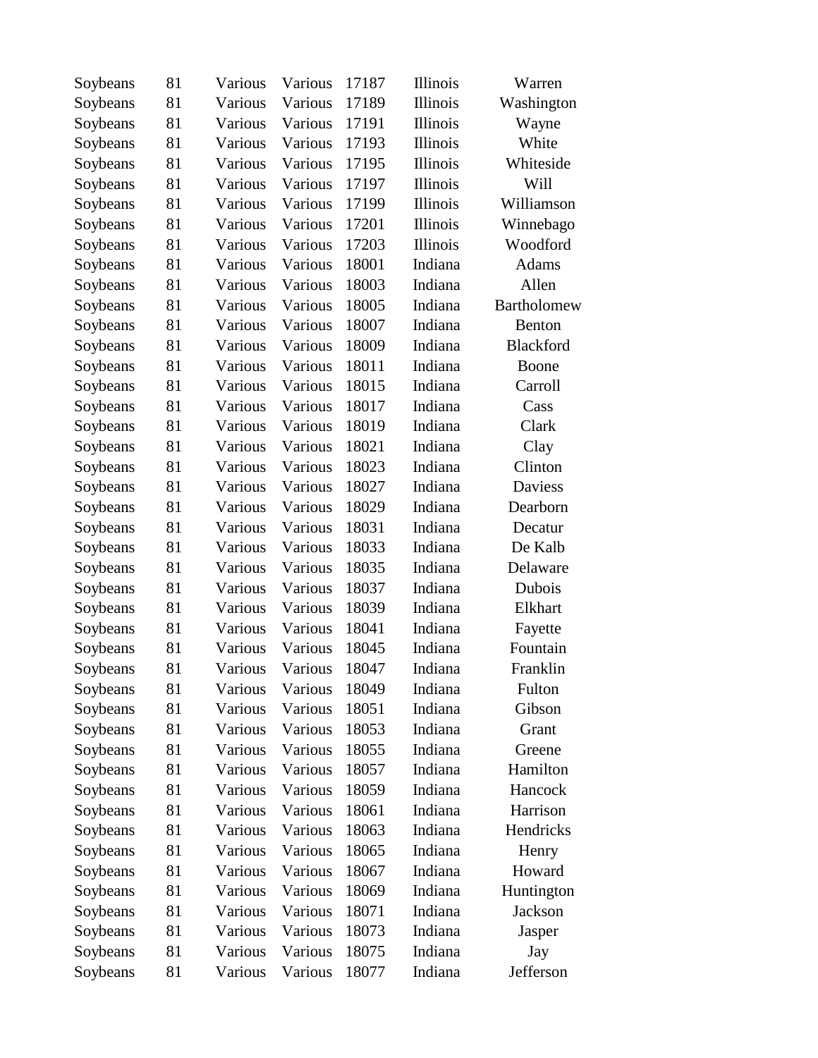| Soybeans | 81 | Various | Various | 17187 | Illinois | Warren |
|---|---|---|---|---|---|---|
| Soybeans | 81 | Various | Various | 17189 | Illinois | Washington |
| Soybeans | 81 | Various | Various | 17191 | Illinois | Wayne |
| Soybeans | 81 | Various | Various | 17193 | Illinois | White |
| Soybeans | 81 | Various | Various | 17195 | Illinois | Whiteside |
| Soybeans | 81 | Various | Various | 17197 | Illinois | Will |
| Soybeans | 81 | Various | Various | 17199 | Illinois | Williamson |
| Soybeans | 81 | Various | Various | 17201 | Illinois | Winnebago |
| Soybeans | 81 | Various | Various | 17203 | Illinois | Woodford |
| Soybeans | 81 | Various | Various | 18001 | Indiana | Adams |
| Soybeans | 81 | Various | Various | 18003 | Indiana | Allen |
| Soybeans | 81 | Various | Various | 18005 | Indiana | Bartholomew |
| Soybeans | 81 | Various | Various | 18007 | Indiana | Benton |
| Soybeans | 81 | Various | Various | 18009 | Indiana | Blackford |
| Soybeans | 81 | Various | Various | 18011 | Indiana | Boone |
| Soybeans | 81 | Various | Various | 18015 | Indiana | Carroll |
| Soybeans | 81 | Various | Various | 18017 | Indiana | Cass |
| Soybeans | 81 | Various | Various | 18019 | Indiana | Clark |
| Soybeans | 81 | Various | Various | 18021 | Indiana | Clay |
| Soybeans | 81 | Various | Various | 18023 | Indiana | Clinton |
| Soybeans | 81 | Various | Various | 18027 | Indiana | Daviess |
| Soybeans | 81 | Various | Various | 18029 | Indiana | Dearborn |
| Soybeans | 81 | Various | Various | 18031 | Indiana | Decatur |
| Soybeans | 81 | Various | Various | 18033 | Indiana | De Kalb |
| Soybeans | 81 | Various | Various | 18035 | Indiana | Delaware |
| Soybeans | 81 | Various | Various | 18037 | Indiana | Dubois |
| Soybeans | 81 | Various | Various | 18039 | Indiana | Elkhart |
| Soybeans | 81 | Various | Various | 18041 | Indiana | Fayette |
| Soybeans | 81 | Various | Various | 18045 | Indiana | Fountain |
| Soybeans | 81 | Various | Various | 18047 | Indiana | Franklin |
| Soybeans | 81 | Various | Various | 18049 | Indiana | Fulton |
| Soybeans | 81 | Various | Various | 18051 | Indiana | Gibson |
| Soybeans | 81 | Various | Various | 18053 | Indiana | Grant |
| Soybeans | 81 | Various | Various | 18055 | Indiana | Greene |
| Soybeans | 81 | Various | Various | 18057 | Indiana | Hamilton |
| Soybeans | 81 | Various | Various | 18059 | Indiana | Hancock |
| Soybeans | 81 | Various | Various | 18061 | Indiana | Harrison |
| Soybeans | 81 | Various | Various | 18063 | Indiana | Hendricks |
| Soybeans | 81 | Various | Various | 18065 | Indiana | Henry |
| Soybeans | 81 | Various | Various | 18067 | Indiana | Howard |
| Soybeans | 81 | Various | Various | 18069 | Indiana | Huntington |
| Soybeans | 81 | Various | Various | 18071 | Indiana | Jackson |
| Soybeans | 81 | Various | Various | 18073 | Indiana | Jasper |
| Soybeans | 81 | Various | Various | 18075 | Indiana | Jay |
| Soybeans | 81 | Various | Various | 18077 | Indiana | Jefferson |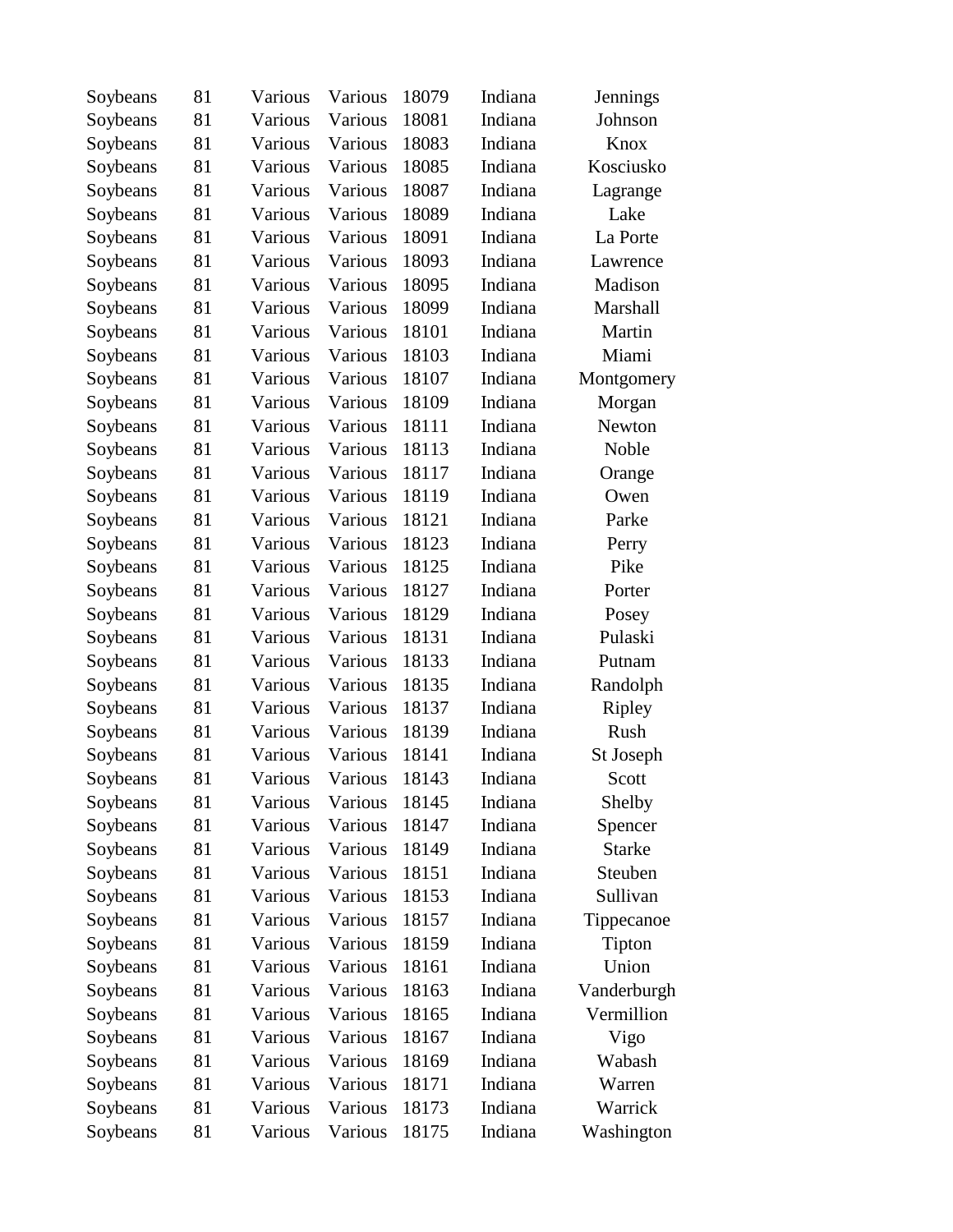| Soybeans | 81 | Various | Various | 18079 | Indiana | Jennings |
|---|---|---|---|---|---|---|
| Soybeans | 81 | Various | Various | 18081 | Indiana | Johnson |
| Soybeans | 81 | Various | Various | 18083 | Indiana | Knox |
| Soybeans | 81 | Various | Various | 18085 | Indiana | Kosciusko |
| Soybeans | 81 | Various | Various | 18087 | Indiana | Lagrange |
| Soybeans | 81 | Various | Various | 18089 | Indiana | Lake |
| Soybeans | 81 | Various | Various | 18091 | Indiana | La Porte |
| Soybeans | 81 | Various | Various | 18093 | Indiana | Lawrence |
| Soybeans | 81 | Various | Various | 18095 | Indiana | Madison |
| Soybeans | 81 | Various | Various | 18099 | Indiana | Marshall |
| Soybeans | 81 | Various | Various | 18101 | Indiana | Martin |
| Soybeans | 81 | Various | Various | 18103 | Indiana | Miami |
| Soybeans | 81 | Various | Various | 18107 | Indiana | Montgomery |
| Soybeans | 81 | Various | Various | 18109 | Indiana | Morgan |
| Soybeans | 81 | Various | Various | 18111 | Indiana | Newton |
| Soybeans | 81 | Various | Various | 18113 | Indiana | Noble |
| Soybeans | 81 | Various | Various | 18117 | Indiana | Orange |
| Soybeans | 81 | Various | Various | 18119 | Indiana | Owen |
| Soybeans | 81 | Various | Various | 18121 | Indiana | Parke |
| Soybeans | 81 | Various | Various | 18123 | Indiana | Perry |
| Soybeans | 81 | Various | Various | 18125 | Indiana | Pike |
| Soybeans | 81 | Various | Various | 18127 | Indiana | Porter |
| Soybeans | 81 | Various | Various | 18129 | Indiana | Posey |
| Soybeans | 81 | Various | Various | 18131 | Indiana | Pulaski |
| Soybeans | 81 | Various | Various | 18133 | Indiana | Putnam |
| Soybeans | 81 | Various | Various | 18135 | Indiana | Randolph |
| Soybeans | 81 | Various | Various | 18137 | Indiana | Ripley |
| Soybeans | 81 | Various | Various | 18139 | Indiana | Rush |
| Soybeans | 81 | Various | Various | 18141 | Indiana | St Joseph |
| Soybeans | 81 | Various | Various | 18143 | Indiana | Scott |
| Soybeans | 81 | Various | Various | 18145 | Indiana | Shelby |
| Soybeans | 81 | Various | Various | 18147 | Indiana | Spencer |
| Soybeans | 81 | Various | Various | 18149 | Indiana | Starke |
| Soybeans | 81 | Various | Various | 18151 | Indiana | Steuben |
| Soybeans | 81 | Various | Various | 18153 | Indiana | Sullivan |
| Soybeans | 81 | Various | Various | 18157 | Indiana | Tippecanoe |
| Soybeans | 81 | Various | Various | 18159 | Indiana | Tipton |
| Soybeans | 81 | Various | Various | 18161 | Indiana | Union |
| Soybeans | 81 | Various | Various | 18163 | Indiana | Vanderburgh |
| Soybeans | 81 | Various | Various | 18165 | Indiana | Vermillion |
| Soybeans | 81 | Various | Various | 18167 | Indiana | Vigo |
| Soybeans | 81 | Various | Various | 18169 | Indiana | Wabash |
| Soybeans | 81 | Various | Various | 18171 | Indiana | Warren |
| Soybeans | 81 | Various | Various | 18173 | Indiana | Warrick |
| Soybeans | 81 | Various | Various | 18175 | Indiana | Washington |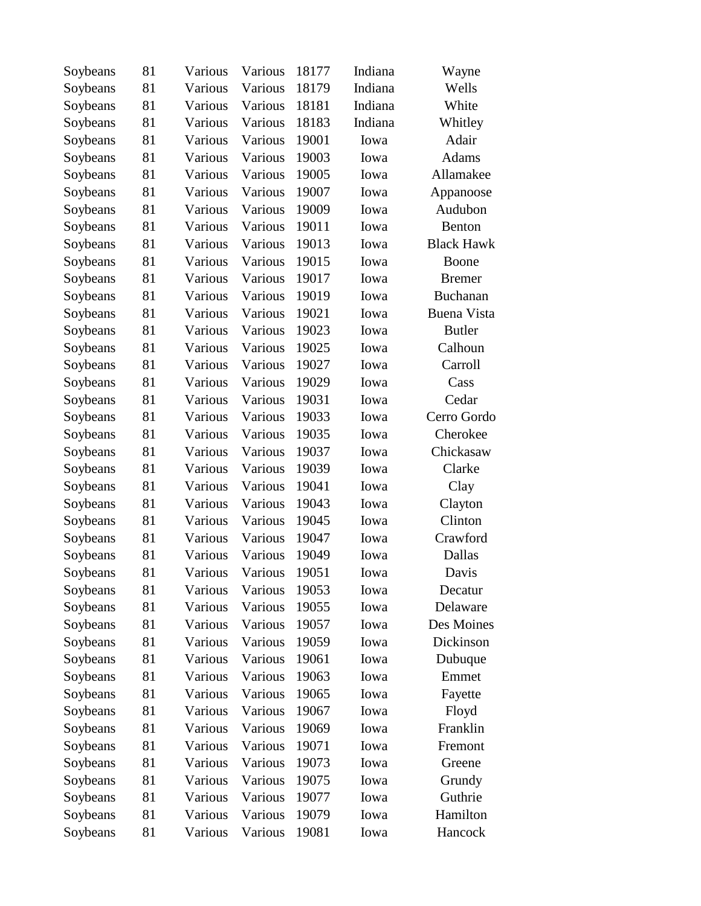| | | | | | | |
|---|---|---|---|---|---|---|
| Soybeans | 81 | Various | Various | 18177 | Indiana | Wayne |
| Soybeans | 81 | Various | Various | 18179 | Indiana | Wells |
| Soybeans | 81 | Various | Various | 18181 | Indiana | White |
| Soybeans | 81 | Various | Various | 18183 | Indiana | Whitley |
| Soybeans | 81 | Various | Various | 19001 | Iowa | Adair |
| Soybeans | 81 | Various | Various | 19003 | Iowa | Adams |
| Soybeans | 81 | Various | Various | 19005 | Iowa | Allamakee |
| Soybeans | 81 | Various | Various | 19007 | Iowa | Appanoose |
| Soybeans | 81 | Various | Various | 19009 | Iowa | Audubon |
| Soybeans | 81 | Various | Various | 19011 | Iowa | Benton |
| Soybeans | 81 | Various | Various | 19013 | Iowa | Black Hawk |
| Soybeans | 81 | Various | Various | 19015 | Iowa | Boone |
| Soybeans | 81 | Various | Various | 19017 | Iowa | Bremer |
| Soybeans | 81 | Various | Various | 19019 | Iowa | Buchanan |
| Soybeans | 81 | Various | Various | 19021 | Iowa | Buena Vista |
| Soybeans | 81 | Various | Various | 19023 | Iowa | Butler |
| Soybeans | 81 | Various | Various | 19025 | Iowa | Calhoun |
| Soybeans | 81 | Various | Various | 19027 | Iowa | Carroll |
| Soybeans | 81 | Various | Various | 19029 | Iowa | Cass |
| Soybeans | 81 | Various | Various | 19031 | Iowa | Cedar |
| Soybeans | 81 | Various | Various | 19033 | Iowa | Cerro Gordo |
| Soybeans | 81 | Various | Various | 19035 | Iowa | Cherokee |
| Soybeans | 81 | Various | Various | 19037 | Iowa | Chickasaw |
| Soybeans | 81 | Various | Various | 19039 | Iowa | Clarke |
| Soybeans | 81 | Various | Various | 19041 | Iowa | Clay |
| Soybeans | 81 | Various | Various | 19043 | Iowa | Clayton |
| Soybeans | 81 | Various | Various | 19045 | Iowa | Clinton |
| Soybeans | 81 | Various | Various | 19047 | Iowa | Crawford |
| Soybeans | 81 | Various | Various | 19049 | Iowa | Dallas |
| Soybeans | 81 | Various | Various | 19051 | Iowa | Davis |
| Soybeans | 81 | Various | Various | 19053 | Iowa | Decatur |
| Soybeans | 81 | Various | Various | 19055 | Iowa | Delaware |
| Soybeans | 81 | Various | Various | 19057 | Iowa | Des Moines |
| Soybeans | 81 | Various | Various | 19059 | Iowa | Dickinson |
| Soybeans | 81 | Various | Various | 19061 | Iowa | Dubuque |
| Soybeans | 81 | Various | Various | 19063 | Iowa | Emmet |
| Soybeans | 81 | Various | Various | 19065 | Iowa | Fayette |
| Soybeans | 81 | Various | Various | 19067 | Iowa | Floyd |
| Soybeans | 81 | Various | Various | 19069 | Iowa | Franklin |
| Soybeans | 81 | Various | Various | 19071 | Iowa | Fremont |
| Soybeans | 81 | Various | Various | 19073 | Iowa | Greene |
| Soybeans | 81 | Various | Various | 19075 | Iowa | Grundy |
| Soybeans | 81 | Various | Various | 19077 | Iowa | Guthrie |
| Soybeans | 81 | Various | Various | 19079 | Iowa | Hamilton |
| Soybeans | 81 | Various | Various | 19081 | Iowa | Hancock |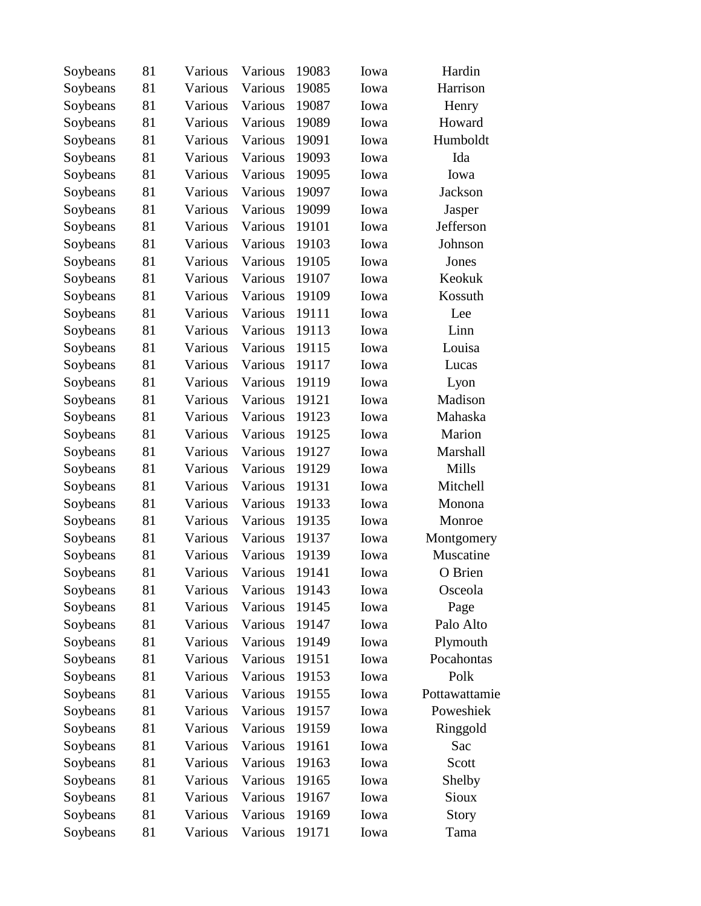| Soybeans | 81 | Various | Various | 19083 | Iowa | Hardin |
|---|---|---|---|---|---|---|
| Soybeans | 81 | Various | Various | 19085 | Iowa | Harrison |
| Soybeans | 81 | Various | Various | 19087 | Iowa | Henry |
| Soybeans | 81 | Various | Various | 19089 | Iowa | Howard |
| Soybeans | 81 | Various | Various | 19091 | Iowa | Humboldt |
| Soybeans | 81 | Various | Various | 19093 | Iowa | Ida |
| Soybeans | 81 | Various | Various | 19095 | Iowa | Iowa |
| Soybeans | 81 | Various | Various | 19097 | Iowa | Jackson |
| Soybeans | 81 | Various | Various | 19099 | Iowa | Jasper |
| Soybeans | 81 | Various | Various | 19101 | Iowa | Jefferson |
| Soybeans | 81 | Various | Various | 19103 | Iowa | Johnson |
| Soybeans | 81 | Various | Various | 19105 | Iowa | Jones |
| Soybeans | 81 | Various | Various | 19107 | Iowa | Keokuk |
| Soybeans | 81 | Various | Various | 19109 | Iowa | Kossuth |
| Soybeans | 81 | Various | Various | 19111 | Iowa | Lee |
| Soybeans | 81 | Various | Various | 19113 | Iowa | Linn |
| Soybeans | 81 | Various | Various | 19115 | Iowa | Louisa |
| Soybeans | 81 | Various | Various | 19117 | Iowa | Lucas |
| Soybeans | 81 | Various | Various | 19119 | Iowa | Lyon |
| Soybeans | 81 | Various | Various | 19121 | Iowa | Madison |
| Soybeans | 81 | Various | Various | 19123 | Iowa | Mahaska |
| Soybeans | 81 | Various | Various | 19125 | Iowa | Marion |
| Soybeans | 81 | Various | Various | 19127 | Iowa | Marshall |
| Soybeans | 81 | Various | Various | 19129 | Iowa | Mills |
| Soybeans | 81 | Various | Various | 19131 | Iowa | Mitchell |
| Soybeans | 81 | Various | Various | 19133 | Iowa | Monona |
| Soybeans | 81 | Various | Various | 19135 | Iowa | Monroe |
| Soybeans | 81 | Various | Various | 19137 | Iowa | Montgomery |
| Soybeans | 81 | Various | Various | 19139 | Iowa | Muscatine |
| Soybeans | 81 | Various | Various | 19141 | Iowa | O Brien |
| Soybeans | 81 | Various | Various | 19143 | Iowa | Osceola |
| Soybeans | 81 | Various | Various | 19145 | Iowa | Page |
| Soybeans | 81 | Various | Various | 19147 | Iowa | Palo Alto |
| Soybeans | 81 | Various | Various | 19149 | Iowa | Plymouth |
| Soybeans | 81 | Various | Various | 19151 | Iowa | Pocahontas |
| Soybeans | 81 | Various | Various | 19153 | Iowa | Polk |
| Soybeans | 81 | Various | Various | 19155 | Iowa | Pottawattamie |
| Soybeans | 81 | Various | Various | 19157 | Iowa | Poweshiek |
| Soybeans | 81 | Various | Various | 19159 | Iowa | Ringgold |
| Soybeans | 81 | Various | Various | 19161 | Iowa | Sac |
| Soybeans | 81 | Various | Various | 19163 | Iowa | Scott |
| Soybeans | 81 | Various | Various | 19165 | Iowa | Shelby |
| Soybeans | 81 | Various | Various | 19167 | Iowa | Sioux |
| Soybeans | 81 | Various | Various | 19169 | Iowa | Story |
| Soybeans | 81 | Various | Various | 19171 | Iowa | Tama |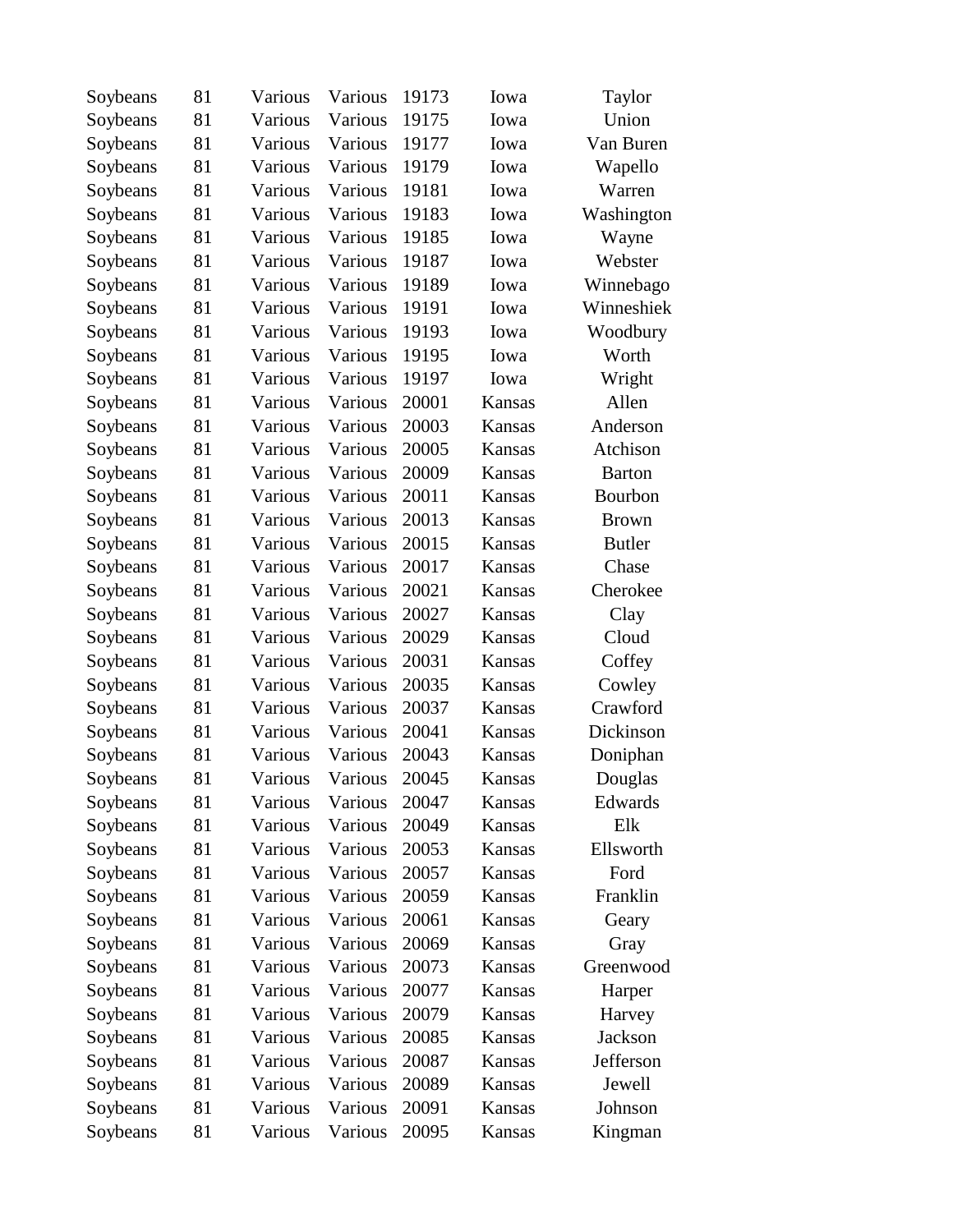| | | | | | | |
|---|---|---|---|---|---|---|
| Soybeans | 81 | Various | Various | 19173 | Iowa | Taylor |
| Soybeans | 81 | Various | Various | 19175 | Iowa | Union |
| Soybeans | 81 | Various | Various | 19177 | Iowa | Van Buren |
| Soybeans | 81 | Various | Various | 19179 | Iowa | Wapello |
| Soybeans | 81 | Various | Various | 19181 | Iowa | Warren |
| Soybeans | 81 | Various | Various | 19183 | Iowa | Washington |
| Soybeans | 81 | Various | Various | 19185 | Iowa | Wayne |
| Soybeans | 81 | Various | Various | 19187 | Iowa | Webster |
| Soybeans | 81 | Various | Various | 19189 | Iowa | Winnebago |
| Soybeans | 81 | Various | Various | 19191 | Iowa | Winneshiek |
| Soybeans | 81 | Various | Various | 19193 | Iowa | Woodbury |
| Soybeans | 81 | Various | Various | 19195 | Iowa | Worth |
| Soybeans | 81 | Various | Various | 19197 | Iowa | Wright |
| Soybeans | 81 | Various | Various | 20001 | Kansas | Allen |
| Soybeans | 81 | Various | Various | 20003 | Kansas | Anderson |
| Soybeans | 81 | Various | Various | 20005 | Kansas | Atchison |
| Soybeans | 81 | Various | Various | 20009 | Kansas | Barton |
| Soybeans | 81 | Various | Various | 20011 | Kansas | Bourbon |
| Soybeans | 81 | Various | Various | 20013 | Kansas | Brown |
| Soybeans | 81 | Various | Various | 20015 | Kansas | Butler |
| Soybeans | 81 | Various | Various | 20017 | Kansas | Chase |
| Soybeans | 81 | Various | Various | 20021 | Kansas | Cherokee |
| Soybeans | 81 | Various | Various | 20027 | Kansas | Clay |
| Soybeans | 81 | Various | Various | 20029 | Kansas | Cloud |
| Soybeans | 81 | Various | Various | 20031 | Kansas | Coffey |
| Soybeans | 81 | Various | Various | 20035 | Kansas | Cowley |
| Soybeans | 81 | Various | Various | 20037 | Kansas | Crawford |
| Soybeans | 81 | Various | Various | 20041 | Kansas | Dickinson |
| Soybeans | 81 | Various | Various | 20043 | Kansas | Doniphan |
| Soybeans | 81 | Various | Various | 20045 | Kansas | Douglas |
| Soybeans | 81 | Various | Various | 20047 | Kansas | Edwards |
| Soybeans | 81 | Various | Various | 20049 | Kansas | Elk |
| Soybeans | 81 | Various | Various | 20053 | Kansas | Ellsworth |
| Soybeans | 81 | Various | Various | 20057 | Kansas | Ford |
| Soybeans | 81 | Various | Various | 20059 | Kansas | Franklin |
| Soybeans | 81 | Various | Various | 20061 | Kansas | Geary |
| Soybeans | 81 | Various | Various | 20069 | Kansas | Gray |
| Soybeans | 81 | Various | Various | 20073 | Kansas | Greenwood |
| Soybeans | 81 | Various | Various | 20077 | Kansas | Harper |
| Soybeans | 81 | Various | Various | 20079 | Kansas | Harvey |
| Soybeans | 81 | Various | Various | 20085 | Kansas | Jackson |
| Soybeans | 81 | Various | Various | 20087 | Kansas | Jefferson |
| Soybeans | 81 | Various | Various | 20089 | Kansas | Jewell |
| Soybeans | 81 | Various | Various | 20091 | Kansas | Johnson |
| Soybeans | 81 | Various | Various | 20095 | Kansas | Kingman |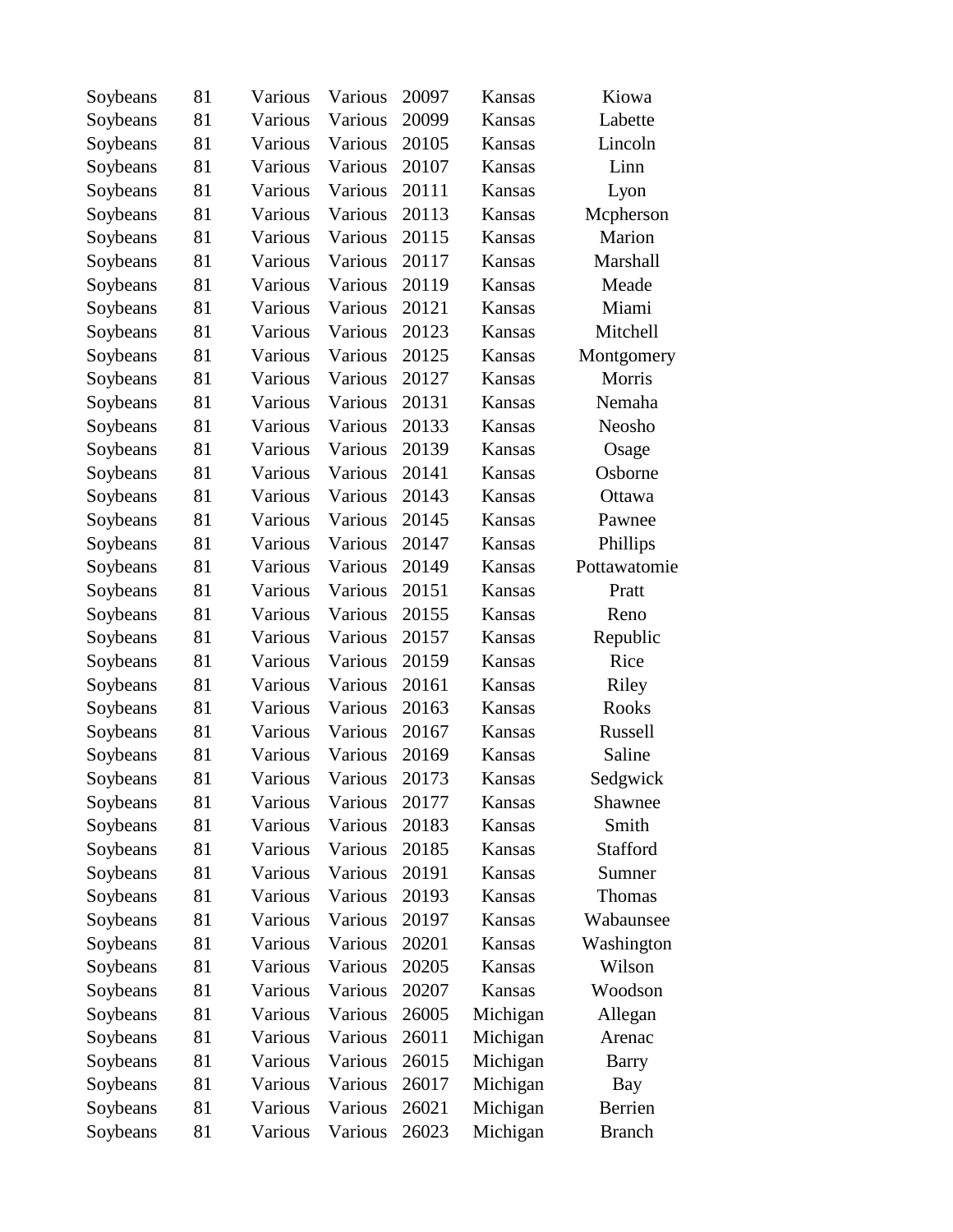| Soybeans | 81 | Various | Various | 20097 | Kansas | Kiowa |
|---|---|---|---|---|---|---|
| Soybeans | 81 | Various | Various | 20099 | Kansas | Labette |
| Soybeans | 81 | Various | Various | 20105 | Kansas | Lincoln |
| Soybeans | 81 | Various | Various | 20107 | Kansas | Linn |
| Soybeans | 81 | Various | Various | 20111 | Kansas | Lyon |
| Soybeans | 81 | Various | Various | 20113 | Kansas | Mcpherson |
| Soybeans | 81 | Various | Various | 20115 | Kansas | Marion |
| Soybeans | 81 | Various | Various | 20117 | Kansas | Marshall |
| Soybeans | 81 | Various | Various | 20119 | Kansas | Meade |
| Soybeans | 81 | Various | Various | 20121 | Kansas | Miami |
| Soybeans | 81 | Various | Various | 20123 | Kansas | Mitchell |
| Soybeans | 81 | Various | Various | 20125 | Kansas | Montgomery |
| Soybeans | 81 | Various | Various | 20127 | Kansas | Morris |
| Soybeans | 81 | Various | Various | 20131 | Kansas | Nemaha |
| Soybeans | 81 | Various | Various | 20133 | Kansas | Neosho |
| Soybeans | 81 | Various | Various | 20139 | Kansas | Osage |
| Soybeans | 81 | Various | Various | 20141 | Kansas | Osborne |
| Soybeans | 81 | Various | Various | 20143 | Kansas | Ottawa |
| Soybeans | 81 | Various | Various | 20145 | Kansas | Pawnee |
| Soybeans | 81 | Various | Various | 20147 | Kansas | Phillips |
| Soybeans | 81 | Various | Various | 20149 | Kansas | Pottawatomie |
| Soybeans | 81 | Various | Various | 20151 | Kansas | Pratt |
| Soybeans | 81 | Various | Various | 20155 | Kansas | Reno |
| Soybeans | 81 | Various | Various | 20157 | Kansas | Republic |
| Soybeans | 81 | Various | Various | 20159 | Kansas | Rice |
| Soybeans | 81 | Various | Various | 20161 | Kansas | Riley |
| Soybeans | 81 | Various | Various | 20163 | Kansas | Rooks |
| Soybeans | 81 | Various | Various | 20167 | Kansas | Russell |
| Soybeans | 81 | Various | Various | 20169 | Kansas | Saline |
| Soybeans | 81 | Various | Various | 20173 | Kansas | Sedgwick |
| Soybeans | 81 | Various | Various | 20177 | Kansas | Shawnee |
| Soybeans | 81 | Various | Various | 20183 | Kansas | Smith |
| Soybeans | 81 | Various | Various | 20185 | Kansas | Stafford |
| Soybeans | 81 | Various | Various | 20191 | Kansas | Sumner |
| Soybeans | 81 | Various | Various | 20193 | Kansas | Thomas |
| Soybeans | 81 | Various | Various | 20197 | Kansas | Wabaunsee |
| Soybeans | 81 | Various | Various | 20201 | Kansas | Washington |
| Soybeans | 81 | Various | Various | 20205 | Kansas | Wilson |
| Soybeans | 81 | Various | Various | 20207 | Kansas | Woodson |
| Soybeans | 81 | Various | Various | 26005 | Michigan | Allegan |
| Soybeans | 81 | Various | Various | 26011 | Michigan | Arenac |
| Soybeans | 81 | Various | Various | 26015 | Michigan | Barry |
| Soybeans | 81 | Various | Various | 26017 | Michigan | Bay |
| Soybeans | 81 | Various | Various | 26021 | Michigan | Berrien |
| Soybeans | 81 | Various | Various | 26023 | Michigan | Branch |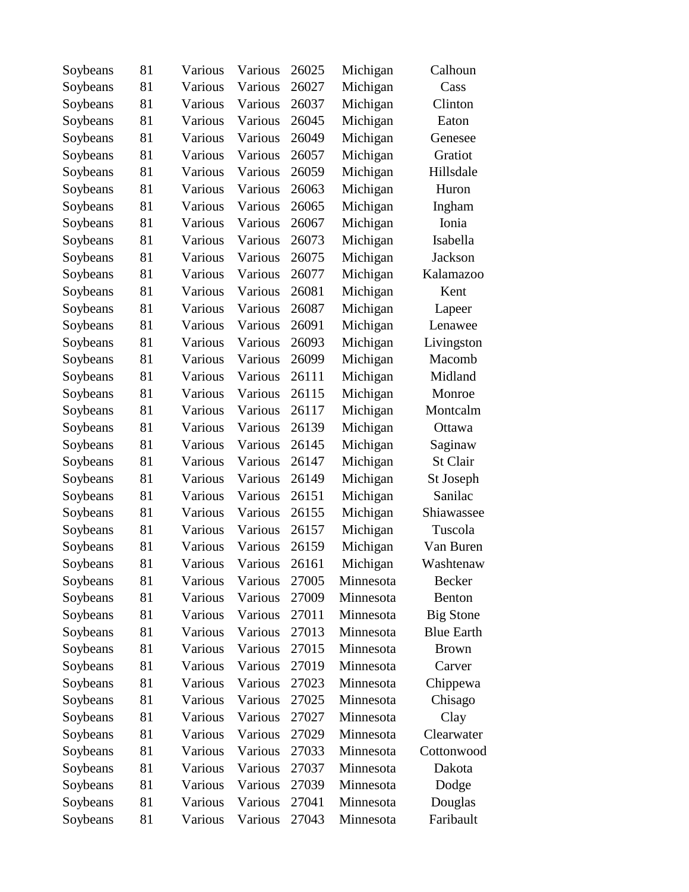| | | | | | | |
|---|---|---|---|---|---|---|
| Soybeans | 81 | Various | Various | 26025 | Michigan | Calhoun |
| Soybeans | 81 | Various | Various | 26027 | Michigan | Cass |
| Soybeans | 81 | Various | Various | 26037 | Michigan | Clinton |
| Soybeans | 81 | Various | Various | 26045 | Michigan | Eaton |
| Soybeans | 81 | Various | Various | 26049 | Michigan | Genesee |
| Soybeans | 81 | Various | Various | 26057 | Michigan | Gratiot |
| Soybeans | 81 | Various | Various | 26059 | Michigan | Hillsdale |
| Soybeans | 81 | Various | Various | 26063 | Michigan | Huron |
| Soybeans | 81 | Various | Various | 26065 | Michigan | Ingham |
| Soybeans | 81 | Various | Various | 26067 | Michigan | Ionia |
| Soybeans | 81 | Various | Various | 26073 | Michigan | Isabella |
| Soybeans | 81 | Various | Various | 26075 | Michigan | Jackson |
| Soybeans | 81 | Various | Various | 26077 | Michigan | Kalamazoo |
| Soybeans | 81 | Various | Various | 26081 | Michigan | Kent |
| Soybeans | 81 | Various | Various | 26087 | Michigan | Lapeer |
| Soybeans | 81 | Various | Various | 26091 | Michigan | Lenawee |
| Soybeans | 81 | Various | Various | 26093 | Michigan | Livingston |
| Soybeans | 81 | Various | Various | 26099 | Michigan | Macomb |
| Soybeans | 81 | Various | Various | 26111 | Michigan | Midland |
| Soybeans | 81 | Various | Various | 26115 | Michigan | Monroe |
| Soybeans | 81 | Various | Various | 26117 | Michigan | Montcalm |
| Soybeans | 81 | Various | Various | 26139 | Michigan | Ottawa |
| Soybeans | 81 | Various | Various | 26145 | Michigan | Saginaw |
| Soybeans | 81 | Various | Various | 26147 | Michigan | St Clair |
| Soybeans | 81 | Various | Various | 26149 | Michigan | St Joseph |
| Soybeans | 81 | Various | Various | 26151 | Michigan | Sanilac |
| Soybeans | 81 | Various | Various | 26155 | Michigan | Shiawassee |
| Soybeans | 81 | Various | Various | 26157 | Michigan | Tuscola |
| Soybeans | 81 | Various | Various | 26159 | Michigan | Van Buren |
| Soybeans | 81 | Various | Various | 26161 | Michigan | Washtenaw |
| Soybeans | 81 | Various | Various | 27005 | Minnesota | Becker |
| Soybeans | 81 | Various | Various | 27009 | Minnesota | Benton |
| Soybeans | 81 | Various | Various | 27011 | Minnesota | Big Stone |
| Soybeans | 81 | Various | Various | 27013 | Minnesota | Blue Earth |
| Soybeans | 81 | Various | Various | 27015 | Minnesota | Brown |
| Soybeans | 81 | Various | Various | 27019 | Minnesota | Carver |
| Soybeans | 81 | Various | Various | 27023 | Minnesota | Chippewa |
| Soybeans | 81 | Various | Various | 27025 | Minnesota | Chisago |
| Soybeans | 81 | Various | Various | 27027 | Minnesota | Clay |
| Soybeans | 81 | Various | Various | 27029 | Minnesota | Clearwater |
| Soybeans | 81 | Various | Various | 27033 | Minnesota | Cottonwood |
| Soybeans | 81 | Various | Various | 27037 | Minnesota | Dakota |
| Soybeans | 81 | Various | Various | 27039 | Minnesota | Dodge |
| Soybeans | 81 | Various | Various | 27041 | Minnesota | Douglas |
| Soybeans | 81 | Various | Various | 27043 | Minnesota | Faribault |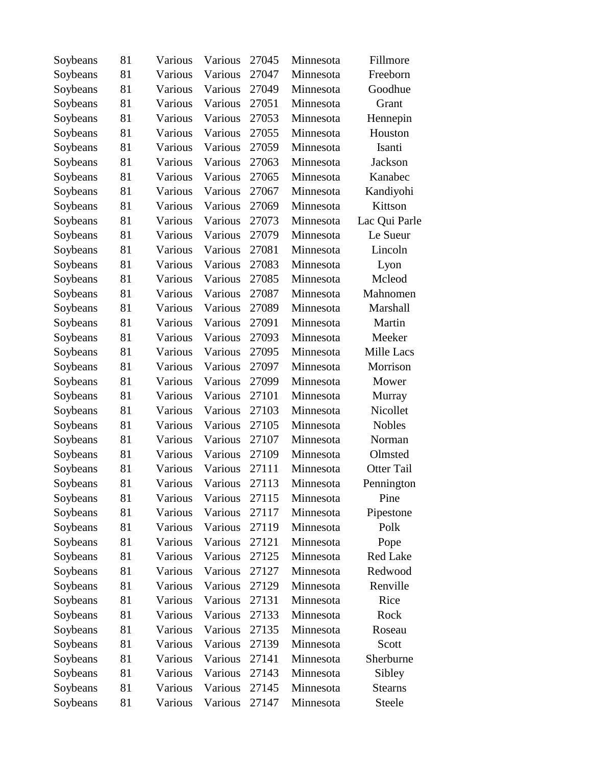| | | | | | | |
|---|---|---|---|---|---|---|
| Soybeans | 81 | Various | Various | 27045 | Minnesota | Fillmore |
| Soybeans | 81 | Various | Various | 27047 | Minnesota | Freeborn |
| Soybeans | 81 | Various | Various | 27049 | Minnesota | Goodhue |
| Soybeans | 81 | Various | Various | 27051 | Minnesota | Grant |
| Soybeans | 81 | Various | Various | 27053 | Minnesota | Hennepin |
| Soybeans | 81 | Various | Various | 27055 | Minnesota | Houston |
| Soybeans | 81 | Various | Various | 27059 | Minnesota | Isanti |
| Soybeans | 81 | Various | Various | 27063 | Minnesota | Jackson |
| Soybeans | 81 | Various | Various | 27065 | Minnesota | Kanabec |
| Soybeans | 81 | Various | Various | 27067 | Minnesota | Kandiyohi |
| Soybeans | 81 | Various | Various | 27069 | Minnesota | Kittson |
| Soybeans | 81 | Various | Various | 27073 | Minnesota | Lac Qui Parle |
| Soybeans | 81 | Various | Various | 27079 | Minnesota | Le Sueur |
| Soybeans | 81 | Various | Various | 27081 | Minnesota | Lincoln |
| Soybeans | 81 | Various | Various | 27083 | Minnesota | Lyon |
| Soybeans | 81 | Various | Various | 27085 | Minnesota | Mcleod |
| Soybeans | 81 | Various | Various | 27087 | Minnesota | Mahnomen |
| Soybeans | 81 | Various | Various | 27089 | Minnesota | Marshall |
| Soybeans | 81 | Various | Various | 27091 | Minnesota | Martin |
| Soybeans | 81 | Various | Various | 27093 | Minnesota | Meeker |
| Soybeans | 81 | Various | Various | 27095 | Minnesota | Mille Lacs |
| Soybeans | 81 | Various | Various | 27097 | Minnesota | Morrison |
| Soybeans | 81 | Various | Various | 27099 | Minnesota | Mower |
| Soybeans | 81 | Various | Various | 27101 | Minnesota | Murray |
| Soybeans | 81 | Various | Various | 27103 | Minnesota | Nicollet |
| Soybeans | 81 | Various | Various | 27105 | Minnesota | Nobles |
| Soybeans | 81 | Various | Various | 27107 | Minnesota | Norman |
| Soybeans | 81 | Various | Various | 27109 | Minnesota | Olmsted |
| Soybeans | 81 | Various | Various | 27111 | Minnesota | Otter Tail |
| Soybeans | 81 | Various | Various | 27113 | Minnesota | Pennington |
| Soybeans | 81 | Various | Various | 27115 | Minnesota | Pine |
| Soybeans | 81 | Various | Various | 27117 | Minnesota | Pipestone |
| Soybeans | 81 | Various | Various | 27119 | Minnesota | Polk |
| Soybeans | 81 | Various | Various | 27121 | Minnesota | Pope |
| Soybeans | 81 | Various | Various | 27125 | Minnesota | Red Lake |
| Soybeans | 81 | Various | Various | 27127 | Minnesota | Redwood |
| Soybeans | 81 | Various | Various | 27129 | Minnesota | Renville |
| Soybeans | 81 | Various | Various | 27131 | Minnesota | Rice |
| Soybeans | 81 | Various | Various | 27133 | Minnesota | Rock |
| Soybeans | 81 | Various | Various | 27135 | Minnesota | Roseau |
| Soybeans | 81 | Various | Various | 27139 | Minnesota | Scott |
| Soybeans | 81 | Various | Various | 27141 | Minnesota | Sherburne |
| Soybeans | 81 | Various | Various | 27143 | Minnesota | Sibley |
| Soybeans | 81 | Various | Various | 27145 | Minnesota | Stearns |
| Soybeans | 81 | Various | Various | 27147 | Minnesota | Steele |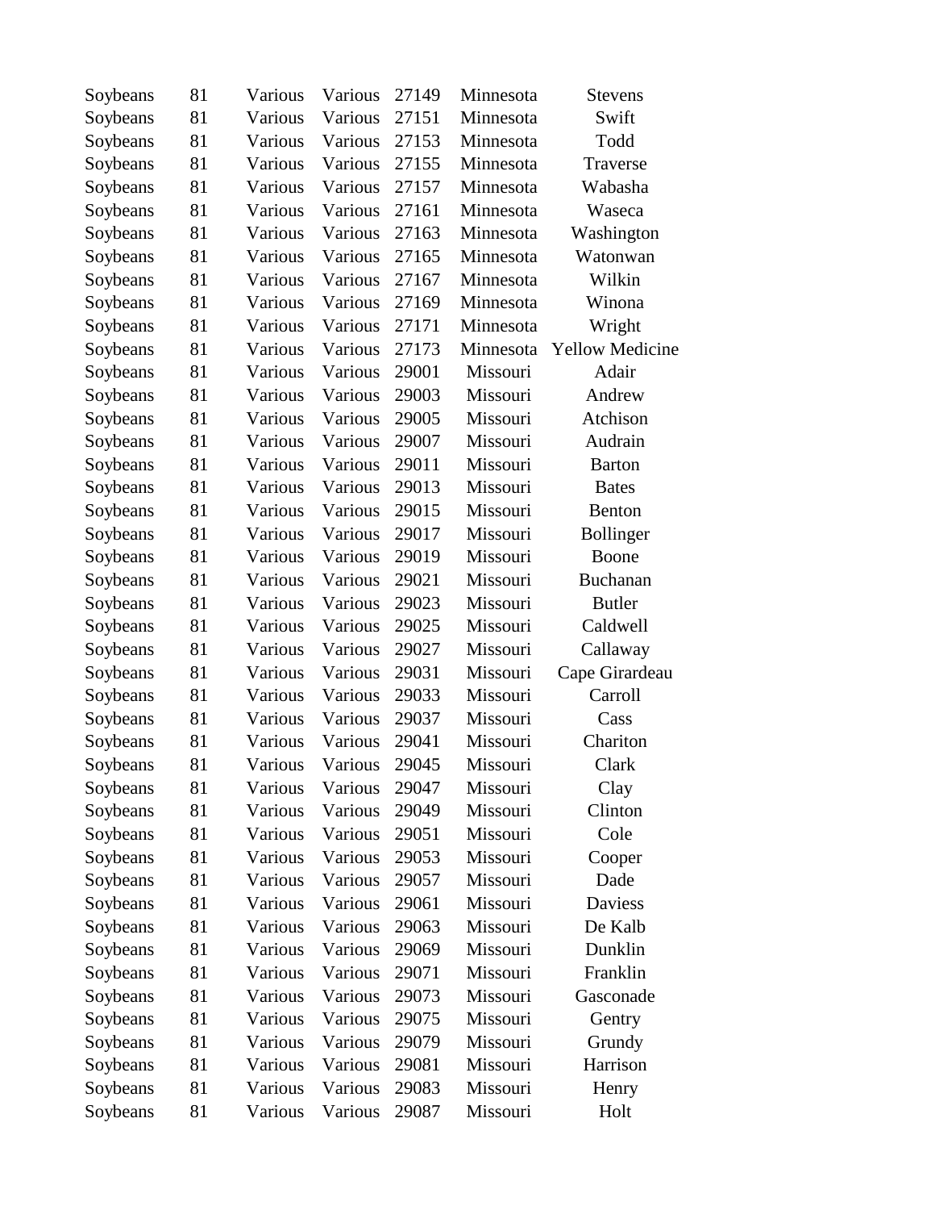| | | | | | | |
|---|---|---|---|---|---|---|
| Soybeans | 81 | Various | Various | 27149 | Minnesota | Stevens |
| Soybeans | 81 | Various | Various | 27151 | Minnesota | Swift |
| Soybeans | 81 | Various | Various | 27153 | Minnesota | Todd |
| Soybeans | 81 | Various | Various | 27155 | Minnesota | Traverse |
| Soybeans | 81 | Various | Various | 27157 | Minnesota | Wabasha |
| Soybeans | 81 | Various | Various | 27161 | Minnesota | Waseca |
| Soybeans | 81 | Various | Various | 27163 | Minnesota | Washington |
| Soybeans | 81 | Various | Various | 27165 | Minnesota | Watonwan |
| Soybeans | 81 | Various | Various | 27167 | Minnesota | Wilkin |
| Soybeans | 81 | Various | Various | 27169 | Minnesota | Winona |
| Soybeans | 81 | Various | Various | 27171 | Minnesota | Wright |
| Soybeans | 81 | Various | Various | 27173 | Minnesota | Yellow Medicine |
| Soybeans | 81 | Various | Various | 29001 | Missouri | Adair |
| Soybeans | 81 | Various | Various | 29003 | Missouri | Andrew |
| Soybeans | 81 | Various | Various | 29005 | Missouri | Atchison |
| Soybeans | 81 | Various | Various | 29007 | Missouri | Audrain |
| Soybeans | 81 | Various | Various | 29011 | Missouri | Barton |
| Soybeans | 81 | Various | Various | 29013 | Missouri | Bates |
| Soybeans | 81 | Various | Various | 29015 | Missouri | Benton |
| Soybeans | 81 | Various | Various | 29017 | Missouri | Bollinger |
| Soybeans | 81 | Various | Various | 29019 | Missouri | Boone |
| Soybeans | 81 | Various | Various | 29021 | Missouri | Buchanan |
| Soybeans | 81 | Various | Various | 29023 | Missouri | Butler |
| Soybeans | 81 | Various | Various | 29025 | Missouri | Caldwell |
| Soybeans | 81 | Various | Various | 29027 | Missouri | Callaway |
| Soybeans | 81 | Various | Various | 29031 | Missouri | Cape Girardeau |
| Soybeans | 81 | Various | Various | 29033 | Missouri | Carroll |
| Soybeans | 81 | Various | Various | 29037 | Missouri | Cass |
| Soybeans | 81 | Various | Various | 29041 | Missouri | Chariton |
| Soybeans | 81 | Various | Various | 29045 | Missouri | Clark |
| Soybeans | 81 | Various | Various | 29047 | Missouri | Clay |
| Soybeans | 81 | Various | Various | 29049 | Missouri | Clinton |
| Soybeans | 81 | Various | Various | 29051 | Missouri | Cole |
| Soybeans | 81 | Various | Various | 29053 | Missouri | Cooper |
| Soybeans | 81 | Various | Various | 29057 | Missouri | Dade |
| Soybeans | 81 | Various | Various | 29061 | Missouri | Daviess |
| Soybeans | 81 | Various | Various | 29063 | Missouri | De Kalb |
| Soybeans | 81 | Various | Various | 29069 | Missouri | Dunklin |
| Soybeans | 81 | Various | Various | 29071 | Missouri | Franklin |
| Soybeans | 81 | Various | Various | 29073 | Missouri | Gasconade |
| Soybeans | 81 | Various | Various | 29075 | Missouri | Gentry |
| Soybeans | 81 | Various | Various | 29079 | Missouri | Grundy |
| Soybeans | 81 | Various | Various | 29081 | Missouri | Harrison |
| Soybeans | 81 | Various | Various | 29083 | Missouri | Henry |
| Soybeans | 81 | Various | Various | 29087 | Missouri | Holt |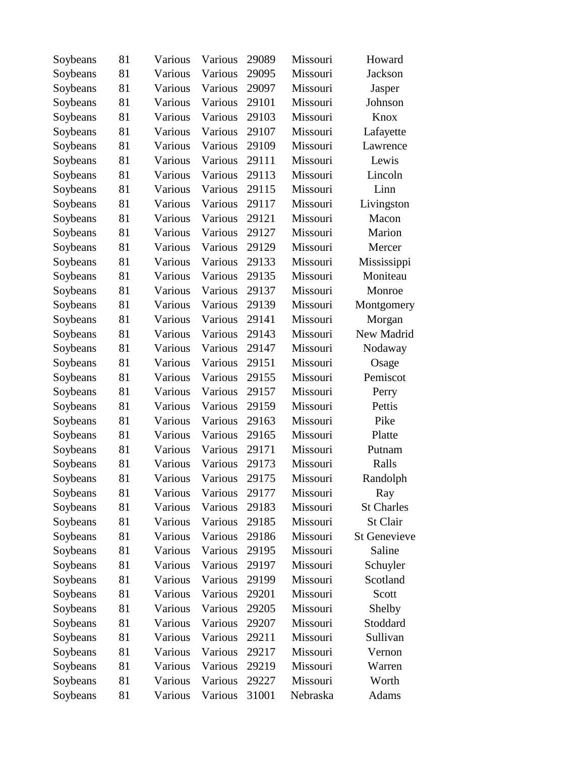| | | | | | | |
|---|---|---|---|---|---|---|
| Soybeans | 81 | Various | Various | 29089 | Missouri | Howard |
| Soybeans | 81 | Various | Various | 29095 | Missouri | Jackson |
| Soybeans | 81 | Various | Various | 29097 | Missouri | Jasper |
| Soybeans | 81 | Various | Various | 29101 | Missouri | Johnson |
| Soybeans | 81 | Various | Various | 29103 | Missouri | Knox |
| Soybeans | 81 | Various | Various | 29107 | Missouri | Lafayette |
| Soybeans | 81 | Various | Various | 29109 | Missouri | Lawrence |
| Soybeans | 81 | Various | Various | 29111 | Missouri | Lewis |
| Soybeans | 81 | Various | Various | 29113 | Missouri | Lincoln |
| Soybeans | 81 | Various | Various | 29115 | Missouri | Linn |
| Soybeans | 81 | Various | Various | 29117 | Missouri | Livingston |
| Soybeans | 81 | Various | Various | 29121 | Missouri | Macon |
| Soybeans | 81 | Various | Various | 29127 | Missouri | Marion |
| Soybeans | 81 | Various | Various | 29129 | Missouri | Mercer |
| Soybeans | 81 | Various | Various | 29133 | Missouri | Mississippi |
| Soybeans | 81 | Various | Various | 29135 | Missouri | Moniteau |
| Soybeans | 81 | Various | Various | 29137 | Missouri | Monroe |
| Soybeans | 81 | Various | Various | 29139 | Missouri | Montgomery |
| Soybeans | 81 | Various | Various | 29141 | Missouri | Morgan |
| Soybeans | 81 | Various | Various | 29143 | Missouri | New Madrid |
| Soybeans | 81 | Various | Various | 29147 | Missouri | Nodaway |
| Soybeans | 81 | Various | Various | 29151 | Missouri | Osage |
| Soybeans | 81 | Various | Various | 29155 | Missouri | Pemiscot |
| Soybeans | 81 | Various | Various | 29157 | Missouri | Perry |
| Soybeans | 81 | Various | Various | 29159 | Missouri | Pettis |
| Soybeans | 81 | Various | Various | 29163 | Missouri | Pike |
| Soybeans | 81 | Various | Various | 29165 | Missouri | Platte |
| Soybeans | 81 | Various | Various | 29171 | Missouri | Putnam |
| Soybeans | 81 | Various | Various | 29173 | Missouri | Ralls |
| Soybeans | 81 | Various | Various | 29175 | Missouri | Randolph |
| Soybeans | 81 | Various | Various | 29177 | Missouri | Ray |
| Soybeans | 81 | Various | Various | 29183 | Missouri | St Charles |
| Soybeans | 81 | Various | Various | 29185 | Missouri | St Clair |
| Soybeans | 81 | Various | Various | 29186 | Missouri | St Genevieve |
| Soybeans | 81 | Various | Various | 29195 | Missouri | Saline |
| Soybeans | 81 | Various | Various | 29197 | Missouri | Schuyler |
| Soybeans | 81 | Various | Various | 29199 | Missouri | Scotland |
| Soybeans | 81 | Various | Various | 29201 | Missouri | Scott |
| Soybeans | 81 | Various | Various | 29205 | Missouri | Shelby |
| Soybeans | 81 | Various | Various | 29207 | Missouri | Stoddard |
| Soybeans | 81 | Various | Various | 29211 | Missouri | Sullivan |
| Soybeans | 81 | Various | Various | 29217 | Missouri | Vernon |
| Soybeans | 81 | Various | Various | 29219 | Missouri | Warren |
| Soybeans | 81 | Various | Various | 29227 | Missouri | Worth |
| Soybeans | 81 | Various | Various | 31001 | Nebraska | Adams |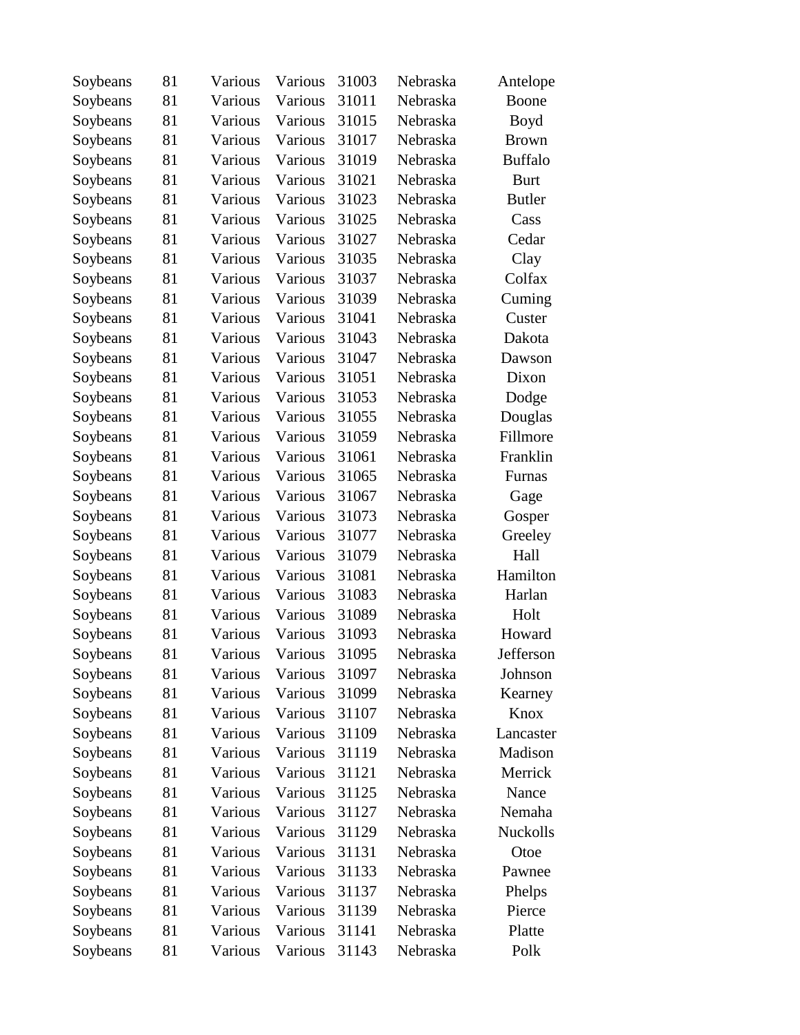| | | | | | | |
|---|---|---|---|---|---|---|
| Soybeans | 81 | Various | Various | 31003 | Nebraska | Antelope |
| Soybeans | 81 | Various | Various | 31011 | Nebraska | Boone |
| Soybeans | 81 | Various | Various | 31015 | Nebraska | Boyd |
| Soybeans | 81 | Various | Various | 31017 | Nebraska | Brown |
| Soybeans | 81 | Various | Various | 31019 | Nebraska | Buffalo |
| Soybeans | 81 | Various | Various | 31021 | Nebraska | Burt |
| Soybeans | 81 | Various | Various | 31023 | Nebraska | Butler |
| Soybeans | 81 | Various | Various | 31025 | Nebraska | Cass |
| Soybeans | 81 | Various | Various | 31027 | Nebraska | Cedar |
| Soybeans | 81 | Various | Various | 31035 | Nebraska | Clay |
| Soybeans | 81 | Various | Various | 31037 | Nebraska | Colfax |
| Soybeans | 81 | Various | Various | 31039 | Nebraska | Cuming |
| Soybeans | 81 | Various | Various | 31041 | Nebraska | Custer |
| Soybeans | 81 | Various | Various | 31043 | Nebraska | Dakota |
| Soybeans | 81 | Various | Various | 31047 | Nebraska | Dawson |
| Soybeans | 81 | Various | Various | 31051 | Nebraska | Dixon |
| Soybeans | 81 | Various | Various | 31053 | Nebraska | Dodge |
| Soybeans | 81 | Various | Various | 31055 | Nebraska | Douglas |
| Soybeans | 81 | Various | Various | 31059 | Nebraska | Fillmore |
| Soybeans | 81 | Various | Various | 31061 | Nebraska | Franklin |
| Soybeans | 81 | Various | Various | 31065 | Nebraska | Furnas |
| Soybeans | 81 | Various | Various | 31067 | Nebraska | Gage |
| Soybeans | 81 | Various | Various | 31073 | Nebraska | Gosper |
| Soybeans | 81 | Various | Various | 31077 | Nebraska | Greeley |
| Soybeans | 81 | Various | Various | 31079 | Nebraska | Hall |
| Soybeans | 81 | Various | Various | 31081 | Nebraska | Hamilton |
| Soybeans | 81 | Various | Various | 31083 | Nebraska | Harlan |
| Soybeans | 81 | Various | Various | 31089 | Nebraska | Holt |
| Soybeans | 81 | Various | Various | 31093 | Nebraska | Howard |
| Soybeans | 81 | Various | Various | 31095 | Nebraska | Jefferson |
| Soybeans | 81 | Various | Various | 31097 | Nebraska | Johnson |
| Soybeans | 81 | Various | Various | 31099 | Nebraska | Kearney |
| Soybeans | 81 | Various | Various | 31107 | Nebraska | Knox |
| Soybeans | 81 | Various | Various | 31109 | Nebraska | Lancaster |
| Soybeans | 81 | Various | Various | 31119 | Nebraska | Madison |
| Soybeans | 81 | Various | Various | 31121 | Nebraska | Merrick |
| Soybeans | 81 | Various | Various | 31125 | Nebraska | Nance |
| Soybeans | 81 | Various | Various | 31127 | Nebraska | Nemaha |
| Soybeans | 81 | Various | Various | 31129 | Nebraska | Nuckolls |
| Soybeans | 81 | Various | Various | 31131 | Nebraska | Otoe |
| Soybeans | 81 | Various | Various | 31133 | Nebraska | Pawnee |
| Soybeans | 81 | Various | Various | 31137 | Nebraska | Phelps |
| Soybeans | 81 | Various | Various | 31139 | Nebraska | Pierce |
| Soybeans | 81 | Various | Various | 31141 | Nebraska | Platte |
| Soybeans | 81 | Various | Various | 31143 | Nebraska | Polk |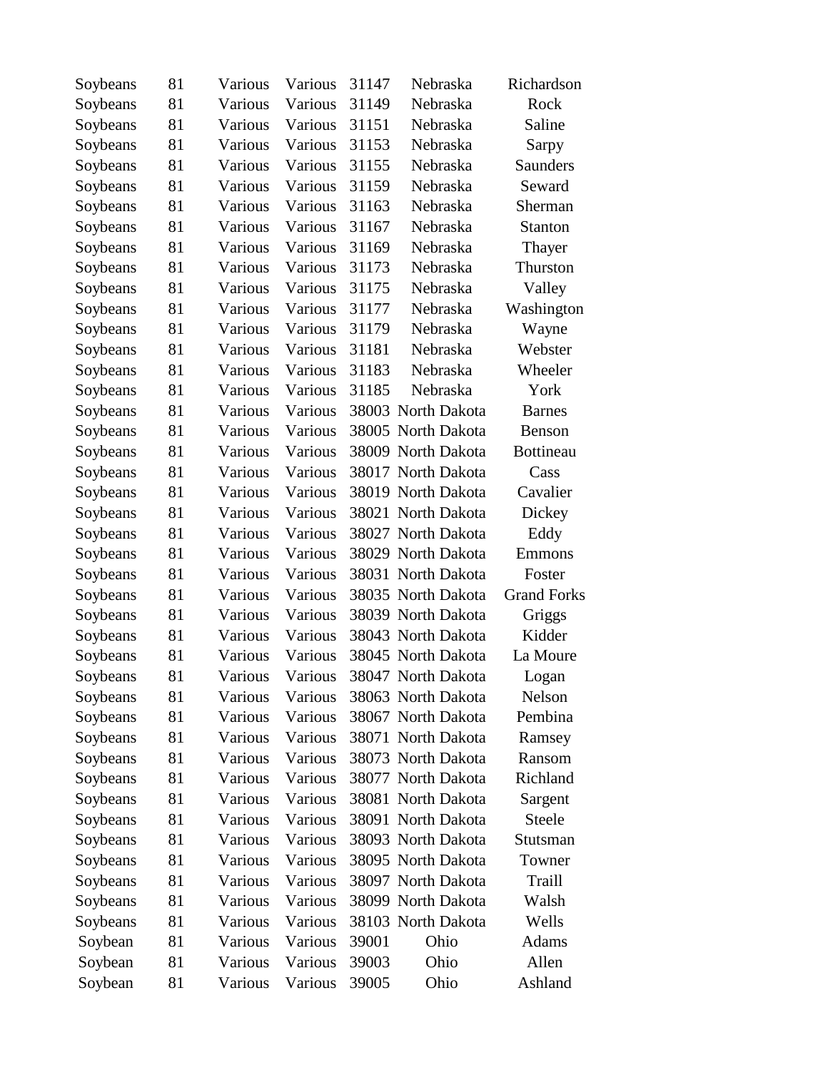| | | | | | | |
|---|---|---|---|---|---|---|
| Soybeans | 81 | Various | Various | 31147 | Nebraska | Richardson |
| Soybeans | 81 | Various | Various | 31149 | Nebraska | Rock |
| Soybeans | 81 | Various | Various | 31151 | Nebraska | Saline |
| Soybeans | 81 | Various | Various | 31153 | Nebraska | Sarpy |
| Soybeans | 81 | Various | Various | 31155 | Nebraska | Saunders |
| Soybeans | 81 | Various | Various | 31159 | Nebraska | Seward |
| Soybeans | 81 | Various | Various | 31163 | Nebraska | Sherman |
| Soybeans | 81 | Various | Various | 31167 | Nebraska | Stanton |
| Soybeans | 81 | Various | Various | 31169 | Nebraska | Thayer |
| Soybeans | 81 | Various | Various | 31173 | Nebraska | Thurston |
| Soybeans | 81 | Various | Various | 31175 | Nebraska | Valley |
| Soybeans | 81 | Various | Various | 31177 | Nebraska | Washington |
| Soybeans | 81 | Various | Various | 31179 | Nebraska | Wayne |
| Soybeans | 81 | Various | Various | 31181 | Nebraska | Webster |
| Soybeans | 81 | Various | Various | 31183 | Nebraska | Wheeler |
| Soybeans | 81 | Various | Various | 31185 | Nebraska | York |
| Soybeans | 81 | Various | Various | 38003 | North Dakota | Barnes |
| Soybeans | 81 | Various | Various | 38005 | North Dakota | Benson |
| Soybeans | 81 | Various | Various | 38009 | North Dakota | Bottineau |
| Soybeans | 81 | Various | Various | 38017 | North Dakota | Cass |
| Soybeans | 81 | Various | Various | 38019 | North Dakota | Cavalier |
| Soybeans | 81 | Various | Various | 38021 | North Dakota | Dickey |
| Soybeans | 81 | Various | Various | 38027 | North Dakota | Eddy |
| Soybeans | 81 | Various | Various | 38029 | North Dakota | Emmons |
| Soybeans | 81 | Various | Various | 38031 | North Dakota | Foster |
| Soybeans | 81 | Various | Various | 38035 | North Dakota | Grand Forks |
| Soybeans | 81 | Various | Various | 38039 | North Dakota | Griggs |
| Soybeans | 81 | Various | Various | 38043 | North Dakota | Kidder |
| Soybeans | 81 | Various | Various | 38045 | North Dakota | La Moure |
| Soybeans | 81 | Various | Various | 38047 | North Dakota | Logan |
| Soybeans | 81 | Various | Various | 38063 | North Dakota | Nelson |
| Soybeans | 81 | Various | Various | 38067 | North Dakota | Pembina |
| Soybeans | 81 | Various | Various | 38071 | North Dakota | Ramsey |
| Soybeans | 81 | Various | Various | 38073 | North Dakota | Ransom |
| Soybeans | 81 | Various | Various | 38077 | North Dakota | Richland |
| Soybeans | 81 | Various | Various | 38081 | North Dakota | Sargent |
| Soybeans | 81 | Various | Various | 38091 | North Dakota | Steele |
| Soybeans | 81 | Various | Various | 38093 | North Dakota | Stutsman |
| Soybeans | 81 | Various | Various | 38095 | North Dakota | Towner |
| Soybeans | 81 | Various | Various | 38097 | North Dakota | Traill |
| Soybeans | 81 | Various | Various | 38099 | North Dakota | Walsh |
| Soybeans | 81 | Various | Various | 38103 | North Dakota | Wells |
| Soybean | 81 | Various | Various | 39001 | Ohio | Adams |
| Soybean | 81 | Various | Various | 39003 | Ohio | Allen |
| Soybean | 81 | Various | Various | 39005 | Ohio | Ashland |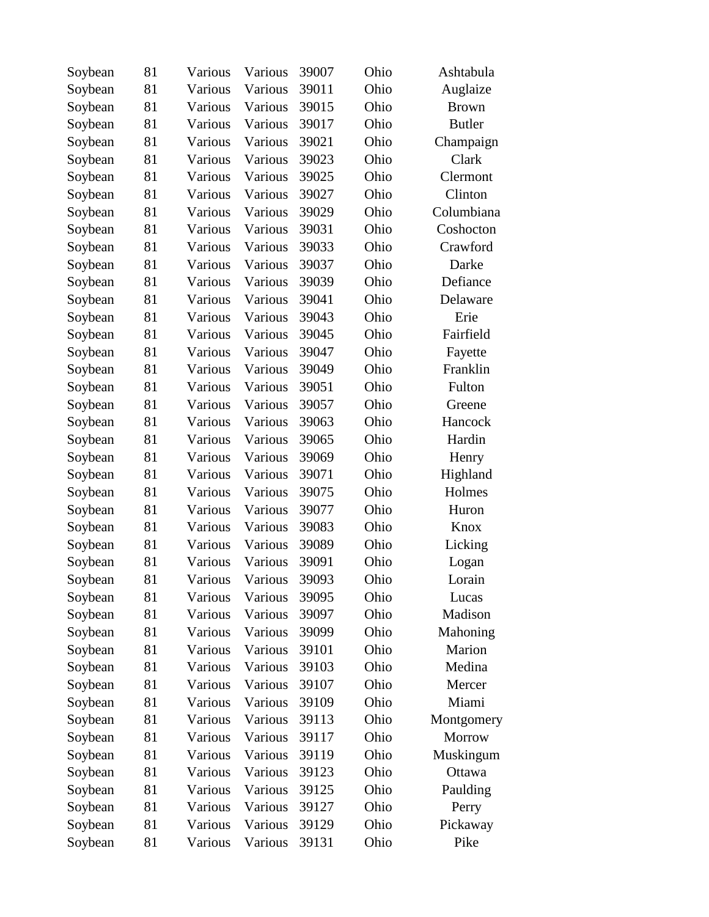| | | | | | | |
|---|---|---|---|---|---|---|
| Soybean | 81 | Various | Various | 39007 | Ohio | Ashtabula |
| Soybean | 81 | Various | Various | 39011 | Ohio | Auglaize |
| Soybean | 81 | Various | Various | 39015 | Ohio | Brown |
| Soybean | 81 | Various | Various | 39017 | Ohio | Butler |
| Soybean | 81 | Various | Various | 39021 | Ohio | Champaign |
| Soybean | 81 | Various | Various | 39023 | Ohio | Clark |
| Soybean | 81 | Various | Various | 39025 | Ohio | Clermont |
| Soybean | 81 | Various | Various | 39027 | Ohio | Clinton |
| Soybean | 81 | Various | Various | 39029 | Ohio | Columbiana |
| Soybean | 81 | Various | Various | 39031 | Ohio | Coshocton |
| Soybean | 81 | Various | Various | 39033 | Ohio | Crawford |
| Soybean | 81 | Various | Various | 39037 | Ohio | Darke |
| Soybean | 81 | Various | Various | 39039 | Ohio | Defiance |
| Soybean | 81 | Various | Various | 39041 | Ohio | Delaware |
| Soybean | 81 | Various | Various | 39043 | Ohio | Erie |
| Soybean | 81 | Various | Various | 39045 | Ohio | Fairfield |
| Soybean | 81 | Various | Various | 39047 | Ohio | Fayette |
| Soybean | 81 | Various | Various | 39049 | Ohio | Franklin |
| Soybean | 81 | Various | Various | 39051 | Ohio | Fulton |
| Soybean | 81 | Various | Various | 39057 | Ohio | Greene |
| Soybean | 81 | Various | Various | 39063 | Ohio | Hancock |
| Soybean | 81 | Various | Various | 39065 | Ohio | Hardin |
| Soybean | 81 | Various | Various | 39069 | Ohio | Henry |
| Soybean | 81 | Various | Various | 39071 | Ohio | Highland |
| Soybean | 81 | Various | Various | 39075 | Ohio | Holmes |
| Soybean | 81 | Various | Various | 39077 | Ohio | Huron |
| Soybean | 81 | Various | Various | 39083 | Ohio | Knox |
| Soybean | 81 | Various | Various | 39089 | Ohio | Licking |
| Soybean | 81 | Various | Various | 39091 | Ohio | Logan |
| Soybean | 81 | Various | Various | 39093 | Ohio | Lorain |
| Soybean | 81 | Various | Various | 39095 | Ohio | Lucas |
| Soybean | 81 | Various | Various | 39097 | Ohio | Madison |
| Soybean | 81 | Various | Various | 39099 | Ohio | Mahoning |
| Soybean | 81 | Various | Various | 39101 | Ohio | Marion |
| Soybean | 81 | Various | Various | 39103 | Ohio | Medina |
| Soybean | 81 | Various | Various | 39107 | Ohio | Mercer |
| Soybean | 81 | Various | Various | 39109 | Ohio | Miami |
| Soybean | 81 | Various | Various | 39113 | Ohio | Montgomery |
| Soybean | 81 | Various | Various | 39117 | Ohio | Morrow |
| Soybean | 81 | Various | Various | 39119 | Ohio | Muskingum |
| Soybean | 81 | Various | Various | 39123 | Ohio | Ottawa |
| Soybean | 81 | Various | Various | 39125 | Ohio | Paulding |
| Soybean | 81 | Various | Various | 39127 | Ohio | Perry |
| Soybean | 81 | Various | Various | 39129 | Ohio | Pickaway |
| Soybean | 81 | Various | Various | 39131 | Ohio | Pike |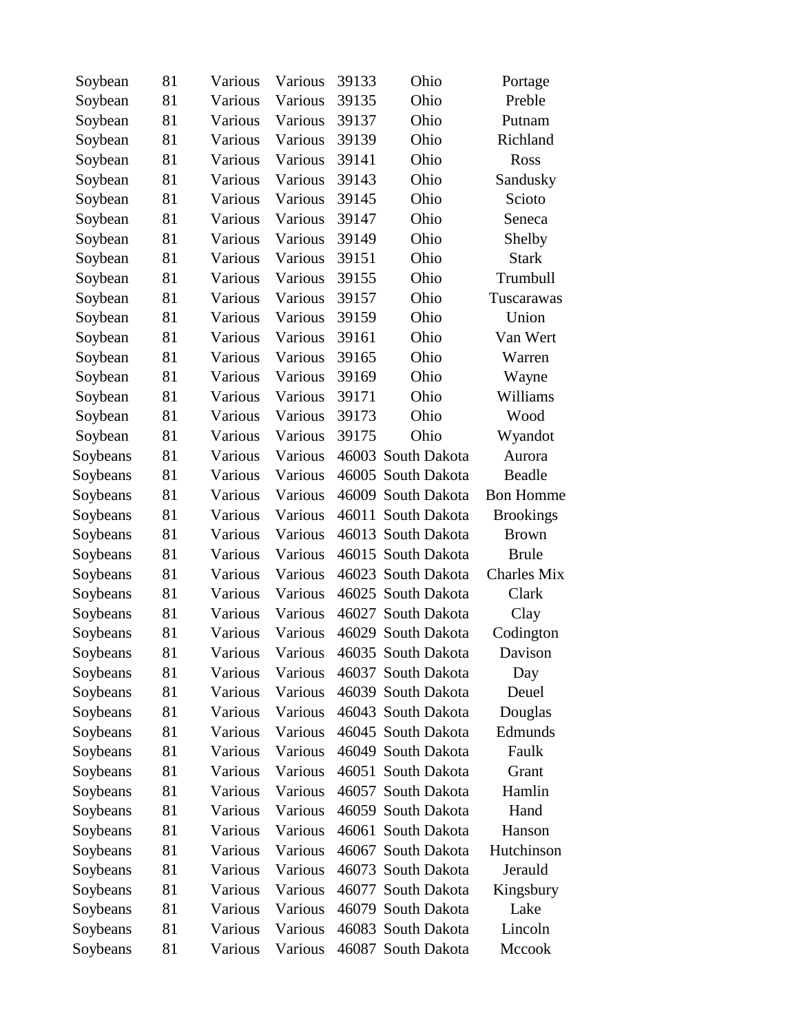| | | | | | | |
|---|---|---|---|---|---|---|
| Soybean | 81 | Various | Various | 39133 | Ohio | Portage |
| Soybean | 81 | Various | Various | 39135 | Ohio | Preble |
| Soybean | 81 | Various | Various | 39137 | Ohio | Putnam |
| Soybean | 81 | Various | Various | 39139 | Ohio | Richland |
| Soybean | 81 | Various | Various | 39141 | Ohio | Ross |
| Soybean | 81 | Various | Various | 39143 | Ohio | Sandusky |
| Soybean | 81 | Various | Various | 39145 | Ohio | Scioto |
| Soybean | 81 | Various | Various | 39147 | Ohio | Seneca |
| Soybean | 81 | Various | Various | 39149 | Ohio | Shelby |
| Soybean | 81 | Various | Various | 39151 | Ohio | Stark |
| Soybean | 81 | Various | Various | 39155 | Ohio | Trumbull |
| Soybean | 81 | Various | Various | 39157 | Ohio | Tuscarawas |
| Soybean | 81 | Various | Various | 39159 | Ohio | Union |
| Soybean | 81 | Various | Various | 39161 | Ohio | Van Wert |
| Soybean | 81 | Various | Various | 39165 | Ohio | Warren |
| Soybean | 81 | Various | Various | 39169 | Ohio | Wayne |
| Soybean | 81 | Various | Various | 39171 | Ohio | Williams |
| Soybean | 81 | Various | Various | 39173 | Ohio | Wood |
| Soybean | 81 | Various | Various | 39175 | Ohio | Wyandot |
| Soybeans | 81 | Various | Various | 46003 | South Dakota | Aurora |
| Soybeans | 81 | Various | Various | 46005 | South Dakota | Beadle |
| Soybeans | 81 | Various | Various | 46009 | South Dakota | Bon Homme |
| Soybeans | 81 | Various | Various | 46011 | South Dakota | Brookings |
| Soybeans | 81 | Various | Various | 46013 | South Dakota | Brown |
| Soybeans | 81 | Various | Various | 46015 | South Dakota | Brule |
| Soybeans | 81 | Various | Various | 46023 | South Dakota | Charles Mix |
| Soybeans | 81 | Various | Various | 46025 | South Dakota | Clark |
| Soybeans | 81 | Various | Various | 46027 | South Dakota | Clay |
| Soybeans | 81 | Various | Various | 46029 | South Dakota | Codington |
| Soybeans | 81 | Various | Various | 46035 | South Dakota | Davison |
| Soybeans | 81 | Various | Various | 46037 | South Dakota | Day |
| Soybeans | 81 | Various | Various | 46039 | South Dakota | Deuel |
| Soybeans | 81 | Various | Various | 46043 | South Dakota | Douglas |
| Soybeans | 81 | Various | Various | 46045 | South Dakota | Edmunds |
| Soybeans | 81 | Various | Various | 46049 | South Dakota | Faulk |
| Soybeans | 81 | Various | Various | 46051 | South Dakota | Grant |
| Soybeans | 81 | Various | Various | 46057 | South Dakota | Hamlin |
| Soybeans | 81 | Various | Various | 46059 | South Dakota | Hand |
| Soybeans | 81 | Various | Various | 46061 | South Dakota | Hanson |
| Soybeans | 81 | Various | Various | 46067 | South Dakota | Hutchinson |
| Soybeans | 81 | Various | Various | 46073 | South Dakota | Jerauld |
| Soybeans | 81 | Various | Various | 46077 | South Dakota | Kingsbury |
| Soybeans | 81 | Various | Various | 46079 | South Dakota | Lake |
| Soybeans | 81 | Various | Various | 46083 | South Dakota | Lincoln |
| Soybeans | 81 | Various | Various | 46087 | South Dakota | Mccook |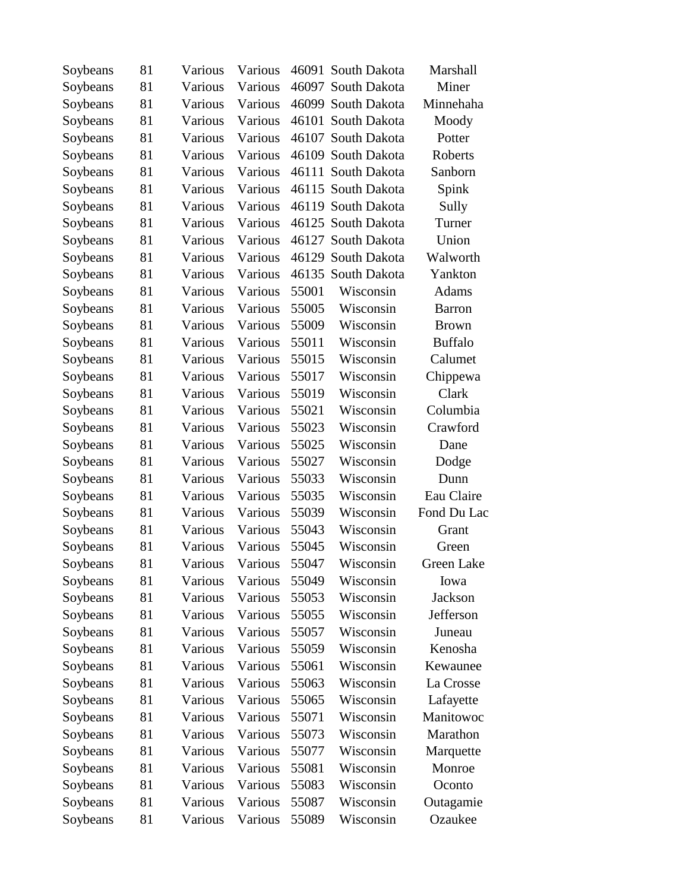| | | | | | | |
|---|---|---|---|---|---|---|
| Soybeans | 81 | Various | Various | 46091 | South Dakota | Marshall |
| Soybeans | 81 | Various | Various | 46097 | South Dakota | Miner |
| Soybeans | 81 | Various | Various | 46099 | South Dakota | Minnehaha |
| Soybeans | 81 | Various | Various | 46101 | South Dakota | Moody |
| Soybeans | 81 | Various | Various | 46107 | South Dakota | Potter |
| Soybeans | 81 | Various | Various | 46109 | South Dakota | Roberts |
| Soybeans | 81 | Various | Various | 46111 | South Dakota | Sanborn |
| Soybeans | 81 | Various | Various | 46115 | South Dakota | Spink |
| Soybeans | 81 | Various | Various | 46119 | South Dakota | Sully |
| Soybeans | 81 | Various | Various | 46125 | South Dakota | Turner |
| Soybeans | 81 | Various | Various | 46127 | South Dakota | Union |
| Soybeans | 81 | Various | Various | 46129 | South Dakota | Walworth |
| Soybeans | 81 | Various | Various | 46135 | South Dakota | Yankton |
| Soybeans | 81 | Various | Various | 55001 | Wisconsin | Adams |
| Soybeans | 81 | Various | Various | 55005 | Wisconsin | Barron |
| Soybeans | 81 | Various | Various | 55009 | Wisconsin | Brown |
| Soybeans | 81 | Various | Various | 55011 | Wisconsin | Buffalo |
| Soybeans | 81 | Various | Various | 55015 | Wisconsin | Calumet |
| Soybeans | 81 | Various | Various | 55017 | Wisconsin | Chippewa |
| Soybeans | 81 | Various | Various | 55019 | Wisconsin | Clark |
| Soybeans | 81 | Various | Various | 55021 | Wisconsin | Columbia |
| Soybeans | 81 | Various | Various | 55023 | Wisconsin | Crawford |
| Soybeans | 81 | Various | Various | 55025 | Wisconsin | Dane |
| Soybeans | 81 | Various | Various | 55027 | Wisconsin | Dodge |
| Soybeans | 81 | Various | Various | 55033 | Wisconsin | Dunn |
| Soybeans | 81 | Various | Various | 55035 | Wisconsin | Eau Claire |
| Soybeans | 81 | Various | Various | 55039 | Wisconsin | Fond Du Lac |
| Soybeans | 81 | Various | Various | 55043 | Wisconsin | Grant |
| Soybeans | 81 | Various | Various | 55045 | Wisconsin | Green |
| Soybeans | 81 | Various | Various | 55047 | Wisconsin | Green Lake |
| Soybeans | 81 | Various | Various | 55049 | Wisconsin | Iowa |
| Soybeans | 81 | Various | Various | 55053 | Wisconsin | Jackson |
| Soybeans | 81 | Various | Various | 55055 | Wisconsin | Jefferson |
| Soybeans | 81 | Various | Various | 55057 | Wisconsin | Juneau |
| Soybeans | 81 | Various | Various | 55059 | Wisconsin | Kenosha |
| Soybeans | 81 | Various | Various | 55061 | Wisconsin | Kewaunee |
| Soybeans | 81 | Various | Various | 55063 | Wisconsin | La Crosse |
| Soybeans | 81 | Various | Various | 55065 | Wisconsin | Lafayette |
| Soybeans | 81 | Various | Various | 55071 | Wisconsin | Manitowoc |
| Soybeans | 81 | Various | Various | 55073 | Wisconsin | Marathon |
| Soybeans | 81 | Various | Various | 55077 | Wisconsin | Marquette |
| Soybeans | 81 | Various | Various | 55081 | Wisconsin | Monroe |
| Soybeans | 81 | Various | Various | 55083 | Wisconsin | Oconto |
| Soybeans | 81 | Various | Various | 55087 | Wisconsin | Outagamie |
| Soybeans | 81 | Various | Various | 55089 | Wisconsin | Ozaukee |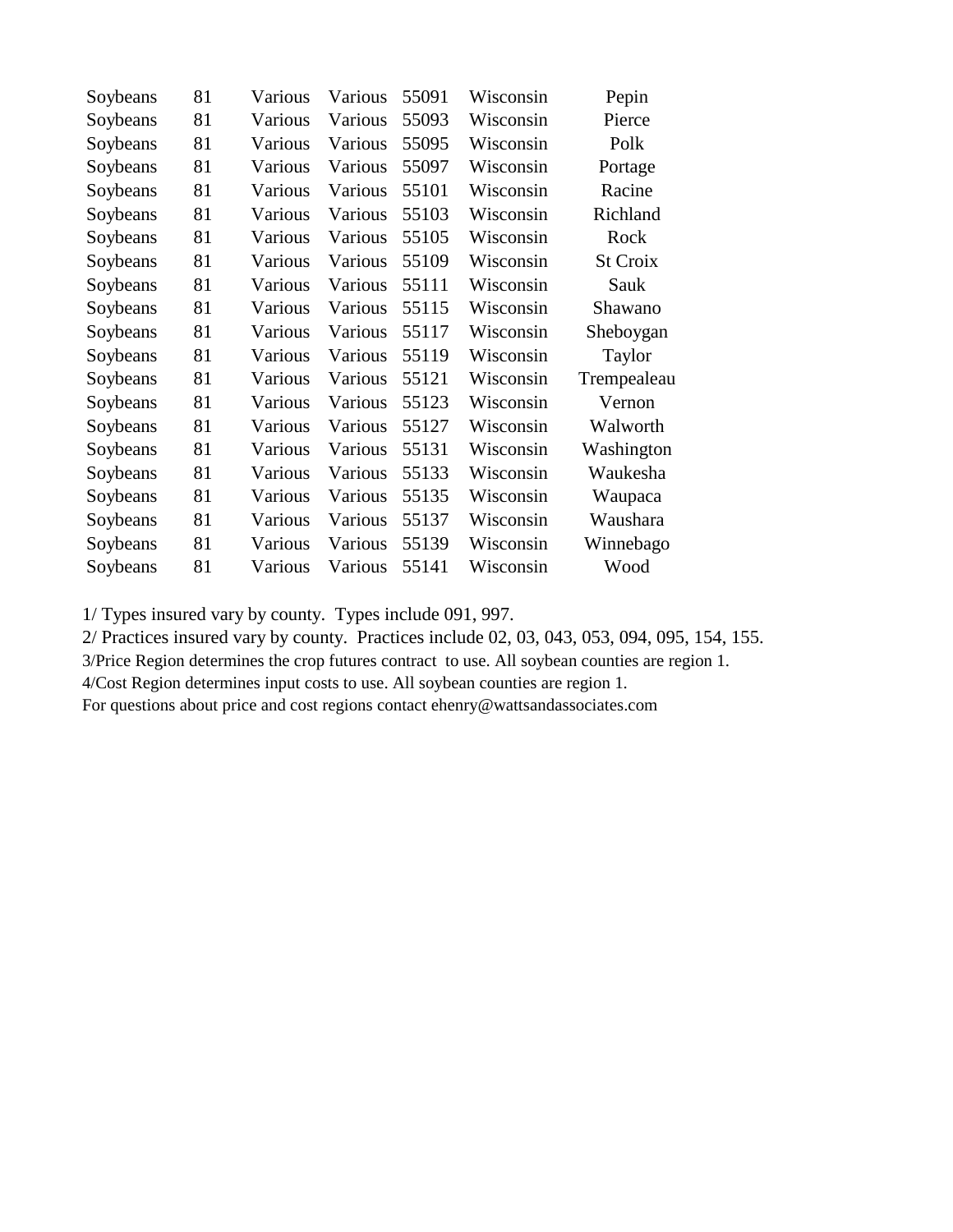| | | | | | | |
|---|---|---|---|---|---|---|
| Soybeans | 81 | Various | Various | 55091 | Wisconsin | Pepin |
| Soybeans | 81 | Various | Various | 55093 | Wisconsin | Pierce |
| Soybeans | 81 | Various | Various | 55095 | Wisconsin | Polk |
| Soybeans | 81 | Various | Various | 55097 | Wisconsin | Portage |
| Soybeans | 81 | Various | Various | 55101 | Wisconsin | Racine |
| Soybeans | 81 | Various | Various | 55103 | Wisconsin | Richland |
| Soybeans | 81 | Various | Various | 55105 | Wisconsin | Rock |
| Soybeans | 81 | Various | Various | 55109 | Wisconsin | St Croix |
| Soybeans | 81 | Various | Various | 55111 | Wisconsin | Sauk |
| Soybeans | 81 | Various | Various | 55115 | Wisconsin | Shawano |
| Soybeans | 81 | Various | Various | 55117 | Wisconsin | Sheboygan |
| Soybeans | 81 | Various | Various | 55119 | Wisconsin | Taylor |
| Soybeans | 81 | Various | Various | 55121 | Wisconsin | Trempealeau |
| Soybeans | 81 | Various | Various | 55123 | Wisconsin | Vernon |
| Soybeans | 81 | Various | Various | 55127 | Wisconsin | Walworth |
| Soybeans | 81 | Various | Various | 55131 | Wisconsin | Washington |
| Soybeans | 81 | Various | Various | 55133 | Wisconsin | Waukesha |
| Soybeans | 81 | Various | Various | 55135 | Wisconsin | Waupaca |
| Soybeans | 81 | Various | Various | 55137 | Wisconsin | Waushara |
| Soybeans | 81 | Various | Various | 55139 | Wisconsin | Winnebago |
| Soybeans | 81 | Various | Various | 55141 | Wisconsin | Wood |

1/ Types insured vary by county. Types include 091, 997.

2/ Practices insured vary by county. Practices include 02, 03, 043, 053, 094, 095, 154, 155.

3/Price Region determines the crop futures contract to use. All soybean counties are region 1.

4/Cost Region determines input costs to use. All soybean counties are region 1.

For questions about price and cost regions contact ehenry@wattsandassociates.com